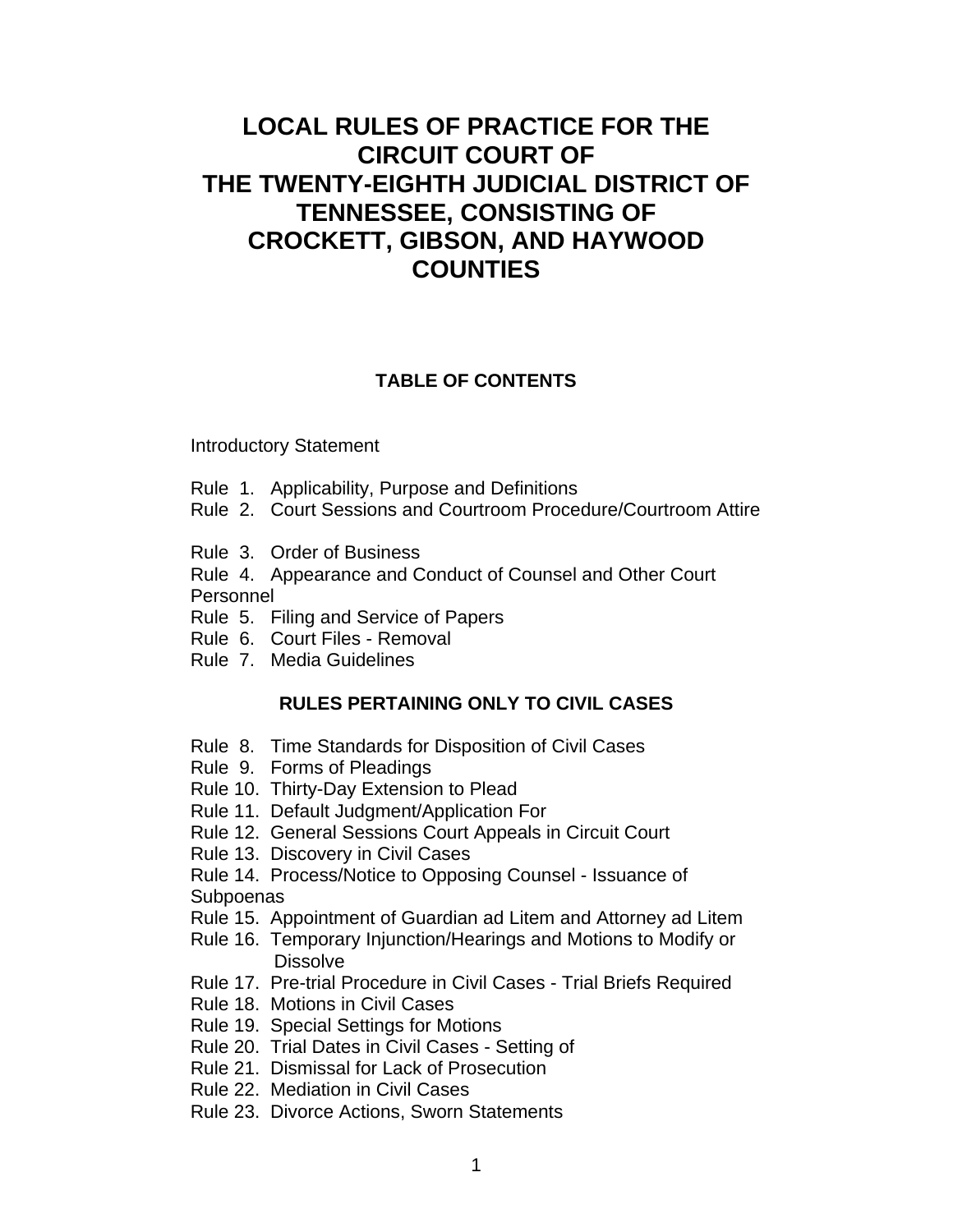# LOCAL RULES OF PRACTICE FOR THE CIRCUIT COURT OF THE TWENTY-EIGHTH JUDICIAL DISTRICT OF TENNESSEE, CONSISTING OF CROCKETT, GIBSON, AND HAYWOOD COUNTIES

## TABLE OF CONTENTS

Introductory Statement

Rule 1. Applicability, Purpose and Definitions
Rule 2. Court Sessions and Courtroom Procedure/Courtroom Attire

Rule 3. Order of Business
Rule 4. Appearance and Conduct of Counsel and Other Court Personnel
Rule 5. Filing and Service of Papers
Rule 6. Court Files - Removal
Rule 7. Media Guidelines

### RULES PERTAINING ONLY TO CIVIL CASES

Rule 8. Time Standards for Disposition of Civil Cases
Rule 9. Forms of Pleadings
Rule 10. Thirty-Day Extension to Plead
Rule 11. Default Judgment/Application For
Rule 12. General Sessions Court Appeals in Circuit Court
Rule 13. Discovery in Civil Cases
Rule 14. Process/Notice to Opposing Counsel - Issuance of Subpoenas
Rule 15. Appointment of Guardian ad Litem and Attorney ad Litem
Rule 16. Temporary Injunction/Hearings and Motions to Modify or Dissolve
Rule 17. Pre-trial Procedure in Civil Cases - Trial Briefs Required
Rule 18. Motions in Civil Cases
Rule 19. Special Settings for Motions
Rule 20. Trial Dates in Civil Cases - Setting of
Rule 21. Dismissal for Lack of Prosecution
Rule 22. Mediation in Civil Cases
Rule 23. Divorce Actions, Sworn Statements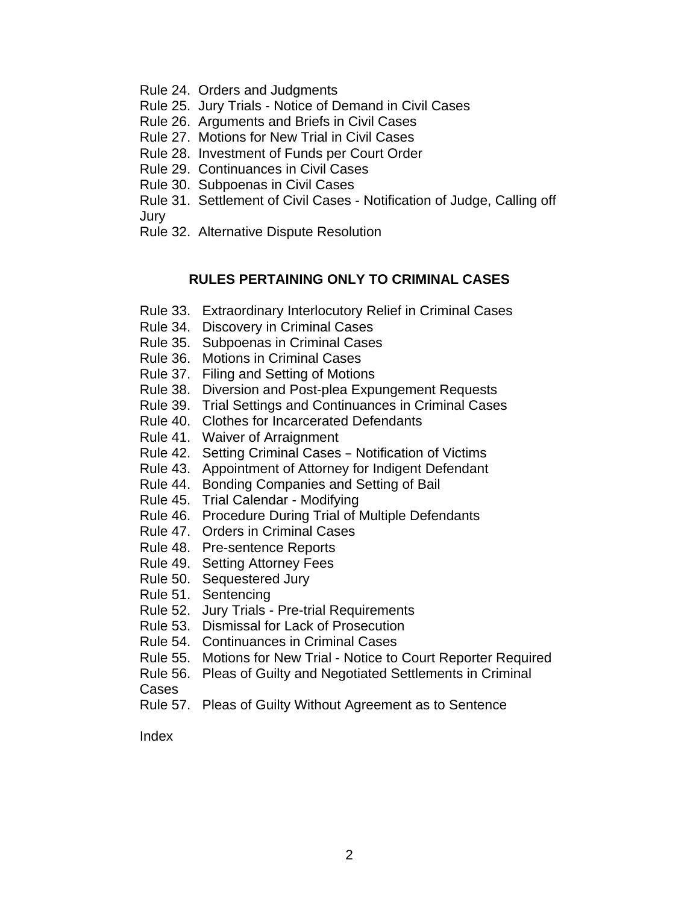Rule 24. Orders and Judgments
Rule 25. Jury Trials - Notice of Demand in Civil Cases
Rule 26. Arguments and Briefs in Civil Cases
Rule 27. Motions for New Trial in Civil Cases
Rule 28. Investment of Funds per Court Order
Rule 29. Continuances in Civil Cases
Rule 30. Subpoenas in Civil Cases
Rule 31. Settlement of Civil Cases - Notification of Judge, Calling off Jury
Rule 32. Alternative Dispute Resolution

## RULES PERTAINING ONLY TO CRIMINAL CASES

Rule 33. Extraordinary Interlocutory Relief in Criminal Cases
Rule 34. Discovery in Criminal Cases
Rule 35. Subpoenas in Criminal Cases
Rule 36. Motions in Criminal Cases
Rule 37. Filing and Setting of Motions
Rule 38. Diversion and Post-plea Expungement Requests
Rule 39. Trial Settings and Continuances in Criminal Cases
Rule 40. Clothes for Incarcerated Defendants
Rule 41. Waiver of Arraignment
Rule 42. Setting Criminal Cases – Notification of Victims
Rule 43. Appointment of Attorney for Indigent Defendant
Rule 44. Bonding Companies and Setting of Bail
Rule 45. Trial Calendar - Modifying
Rule 46. Procedure During Trial of Multiple Defendants
Rule 47. Orders in Criminal Cases
Rule 48. Pre-sentence Reports
Rule 49. Setting Attorney Fees
Rule 50. Sequestered Jury
Rule 51. Sentencing
Rule 52. Jury Trials - Pre-trial Requirements
Rule 53. Dismissal for Lack of Prosecution
Rule 54. Continuances in Criminal Cases
Rule 55. Motions for New Trial - Notice to Court Reporter Required
Rule 56. Pleas of Guilty and Negotiated Settlements in Criminal Cases
Rule 57. Pleas of Guilty Without Agreement as to Sentence

Index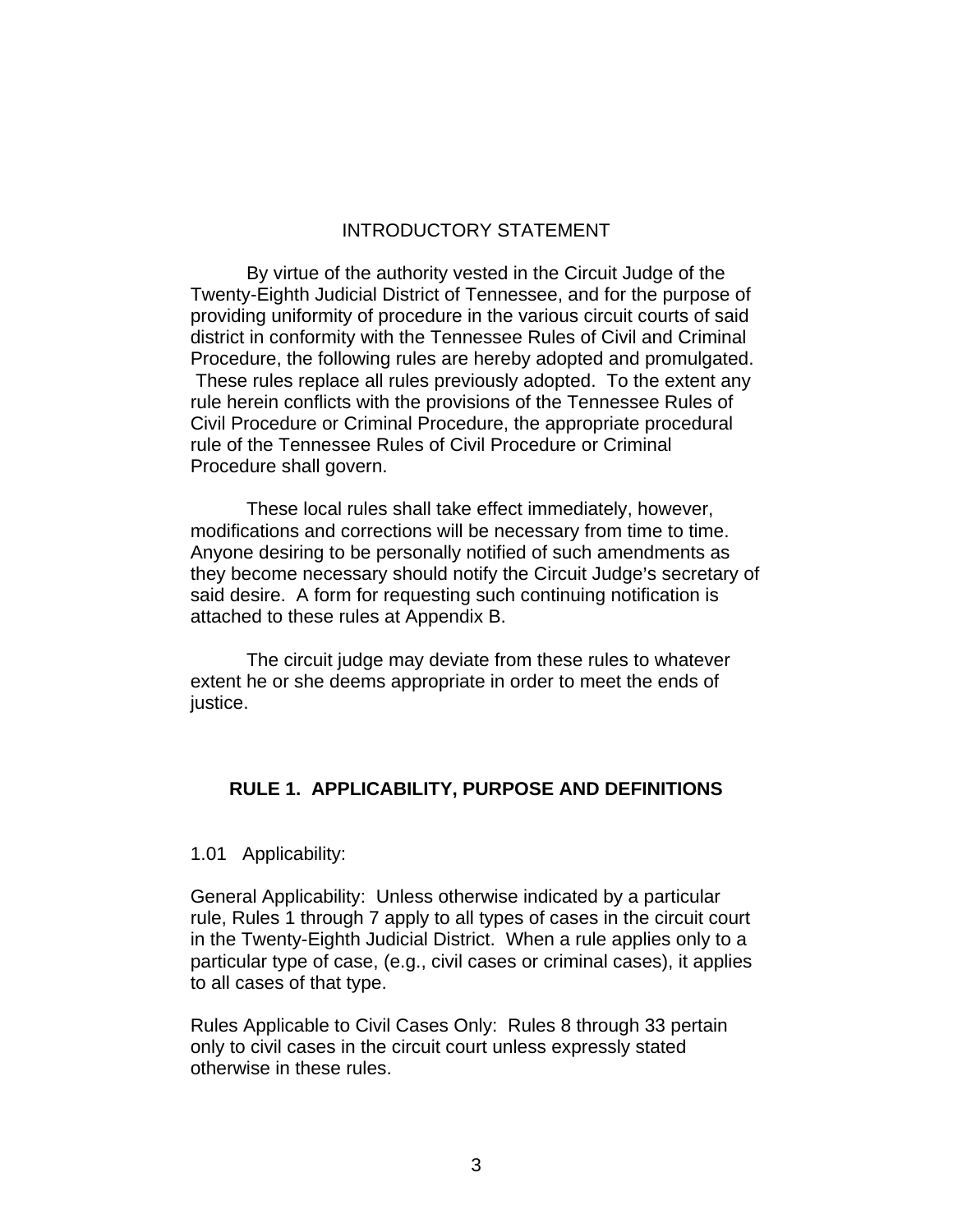## INTRODUCTORY STATEMENT

By virtue of the authority vested in the Circuit Judge of the Twenty-Eighth Judicial District of Tennessee, and for the purpose of providing uniformity of procedure in the various circuit courts of said district in conformity with the Tennessee Rules of Civil and Criminal Procedure, the following rules are hereby adopted and promulgated. These rules replace all rules previously adopted. To the extent any rule herein conflicts with the provisions of the Tennessee Rules of Civil Procedure or Criminal Procedure, the appropriate procedural rule of the Tennessee Rules of Civil Procedure or Criminal Procedure shall govern.

These local rules shall take effect immediately, however, modifications and corrections will be necessary from time to time. Anyone desiring to be personally notified of such amendments as they become necessary should notify the Circuit Judge's secretary of said desire. A form for requesting such continuing notification is attached to these rules at Appendix B.

The circuit judge may deviate from these rules to whatever extent he or she deems appropriate in order to meet the ends of justice.

## RULE 1. APPLICABILITY, PURPOSE AND DEFINITIONS

1.01 Applicability:

General Applicability: Unless otherwise indicated by a particular rule, Rules 1 through 7 apply to all types of cases in the circuit court in the Twenty-Eighth Judicial District. When a rule applies only to a particular type of case, (e.g., civil cases or criminal cases), it applies to all cases of that type.

Rules Applicable to Civil Cases Only: Rules 8 through 33 pertain only to civil cases in the circuit court unless expressly stated otherwise in these rules.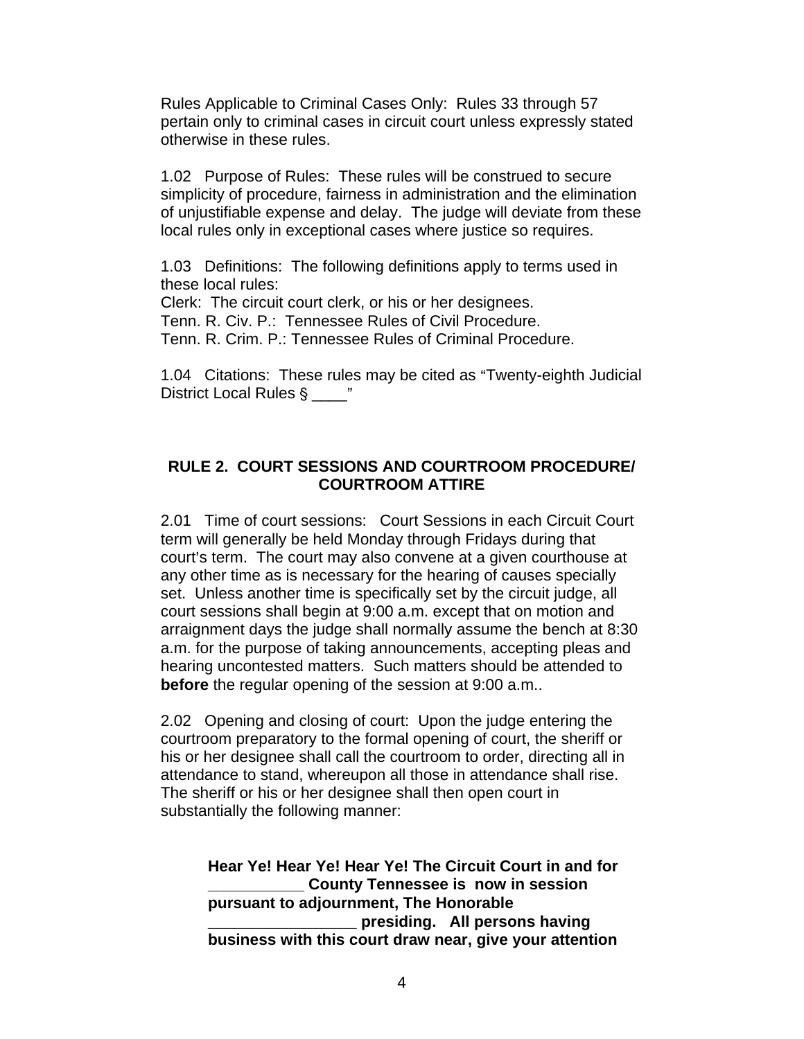Rules Applicable to Criminal Cases Only: Rules 33 through 57 pertain only to criminal cases in circuit court unless expressly stated otherwise in these rules.

1.02 Purpose of Rules: These rules will be construed to secure simplicity of procedure, fairness in administration and the elimination of unjustifiable expense and delay. The judge will deviate from these local rules only in exceptional cases where justice so requires.

1.03 Definitions: The following definitions apply to terms used in these local rules:
Clerk: The circuit court clerk, or his or her designees.
Tenn. R. Civ. P.: Tennessee Rules of Civil Procedure.
Tenn. R. Crim. P.: Tennessee Rules of Criminal Procedure.

1.04 Citations: These rules may be cited as "Twenty-eighth Judicial District Local Rules § ____"

## RULE 2. COURT SESSIONS AND COURTROOM PROCEDURE/ COURTROOM ATTIRE

2.01 Time of court sessions: Court Sessions in each Circuit Court term will generally be held Monday through Fridays during that court's term. The court may also convene at a given courthouse at any other time as is necessary for the hearing of causes specially set. Unless another time is specifically set by the circuit judge, all court sessions shall begin at 9:00 a.m. except that on motion and arraignment days the judge shall normally assume the bench at 8:30 a.m. for the purpose of taking announcements, accepting pleas and hearing uncontested matters. Such matters should be attended to **before** the regular opening of the session at 9:00 a.m..

2.02 Opening and closing of court: Upon the judge entering the courtroom preparatory to the formal opening of court, the sheriff or his or her designee shall call the courtroom to order, directing all in attendance to stand, whereupon all those in attendance shall rise. The sheriff or his or her designee shall then open court in substantially the following manner:

> **Hear Ye! Hear Ye! Hear Ye! The Circuit Court in and for ___________ County Tennessee is now in session pursuant to adjournment, The Honorable _________________ presiding. All persons having business with this court draw near, give your attention**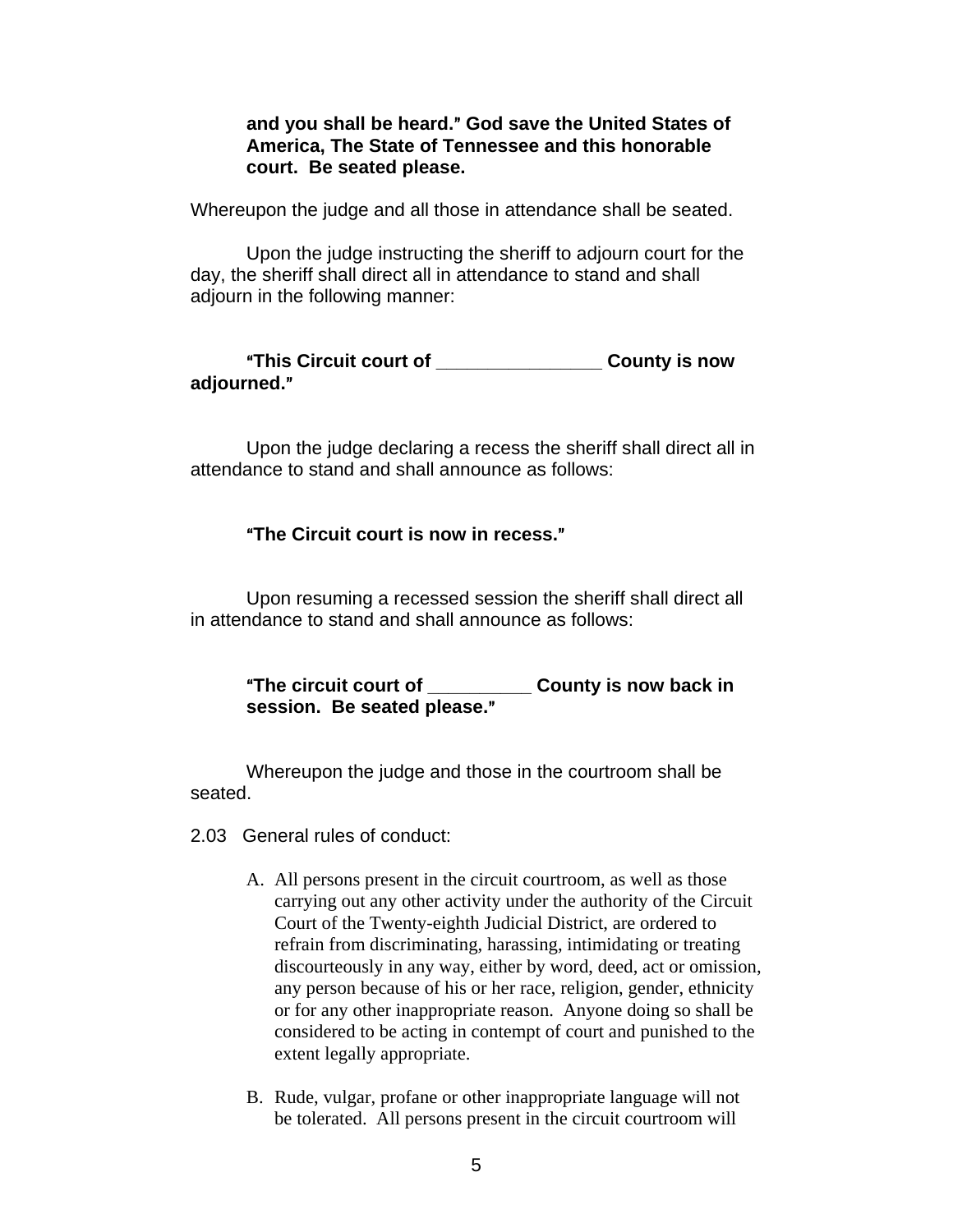**and you shall be heard." God save the United States of America, The State of Tennessee and this honorable court. Be seated please.**

Whereupon the judge and all those in attendance shall be seated.

Upon the judge instructing the sheriff to adjourn court for the day, the sheriff shall direct all in attendance to stand and shall adjourn in the following manner:

**"This Circuit court of ________________ County is now adjourned."**

Upon the judge declaring a recess the sheriff shall direct all in attendance to stand and shall announce as follows:

**"The Circuit court is now in recess."**

Upon resuming a recessed session the sheriff shall direct all in attendance to stand and shall announce as follows:

**"The circuit court of __________ County is now back in session. Be seated please."**

Whereupon the judge and those in the courtroom shall be seated.

2.03 General rules of conduct:

A. All persons present in the circuit courtroom, as well as those carrying out any other activity under the authority of the Circuit Court of the Twenty-eighth Judicial District, are ordered to refrain from discriminating, harassing, intimidating or treating discourteously in any way, either by word, deed, act or omission, any person because of his or her race, religion, gender, ethnicity or for any other inappropriate reason. Anyone doing so shall be considered to be acting in contempt of court and punished to the extent legally appropriate.

B. Rude, vulgar, profane or other inappropriate language will not be tolerated. All persons present in the circuit courtroom will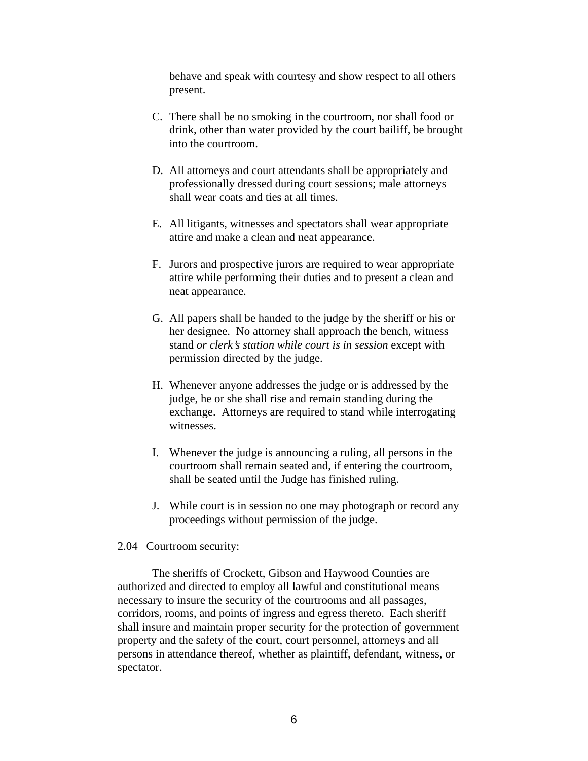behave and speak with courtesy and show respect to all others present.

C. There shall be no smoking in the courtroom, nor shall food or drink, other than water provided by the court bailiff, be brought into the courtroom.

D. All attorneys and court attendants shall be appropriately and professionally dressed during court sessions; male attorneys shall wear coats and ties at all times.

E. All litigants, witnesses and spectators shall wear appropriate attire and make a clean and neat appearance.

F. Jurors and prospective jurors are required to wear appropriate attire while performing their duties and to present a clean and neat appearance.

G. All papers shall be handed to the judge by the sheriff or his or her designee. No attorney shall approach the bench, witness stand *or clerk's station while court is in session* except with permission directed by the judge.

H. Whenever anyone addresses the judge or is addressed by the judge, he or she shall rise and remain standing during the exchange. Attorneys are required to stand while interrogating witnesses.

I. Whenever the judge is announcing a ruling, all persons in the courtroom shall remain seated and, if entering the courtroom, shall be seated until the Judge has finished ruling.

J. While court is in session no one may photograph or record any proceedings without permission of the judge.

2.04 Courtroom security:

The sheriffs of Crockett, Gibson and Haywood Counties are authorized and directed to employ all lawful and constitutional means necessary to insure the security of the courtrooms and all passages, corridors, rooms, and points of ingress and egress thereto. Each sheriff shall insure and maintain proper security for the protection of government property and the safety of the court, court personnel, attorneys and all persons in attendance thereof, whether as plaintiff, defendant, witness, or spectator.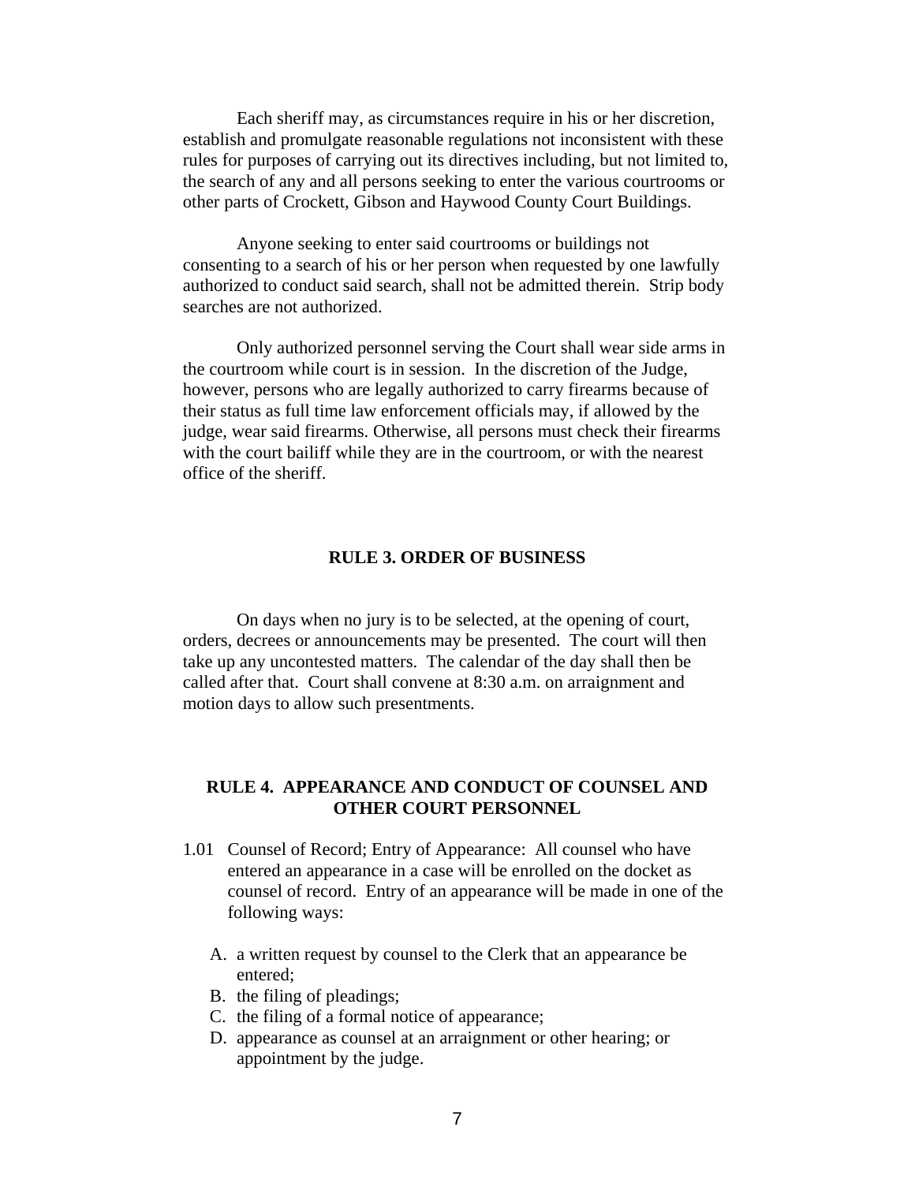Each sheriff may, as circumstances require in his or her discretion, establish and promulgate reasonable regulations not inconsistent with these rules for purposes of carrying out its directives including, but not limited to, the search of any and all persons seeking to enter the various courtrooms or other parts of Crockett, Gibson and Haywood County Court Buildings.

Anyone seeking to enter said courtrooms or buildings not consenting to a search of his or her person when requested by one lawfully authorized to conduct said search, shall not be admitted therein. Strip body searches are not authorized.

Only authorized personnel serving the Court shall wear side arms in the courtroom while court is in session. In the discretion of the Judge, however, persons who are legally authorized to carry firearms because of their status as full time law enforcement officials may, if allowed by the judge, wear said firearms. Otherwise, all persons must check their firearms with the court bailiff while they are in the courtroom, or with the nearest office of the sheriff.

## RULE 3. ORDER OF BUSINESS

On days when no jury is to be selected, at the opening of court, orders, decrees or announcements may be presented. The court will then take up any uncontested matters. The calendar of the day shall then be called after that. Court shall convene at 8:30 a.m. on arraignment and motion days to allow such presentments.

## RULE 4. APPEARANCE AND CONDUCT OF COUNSEL AND OTHER COURT PERSONNEL

1.01 Counsel of Record; Entry of Appearance: All counsel who have entered an appearance in a case will be enrolled on the docket as counsel of record. Entry of an appearance will be made in one of the following ways:

A. a written request by counsel to the Clerk that an appearance be entered;
B. the filing of pleadings;
C. the filing of a formal notice of appearance;
D. appearance as counsel at an arraignment or other hearing; or appointment by the judge.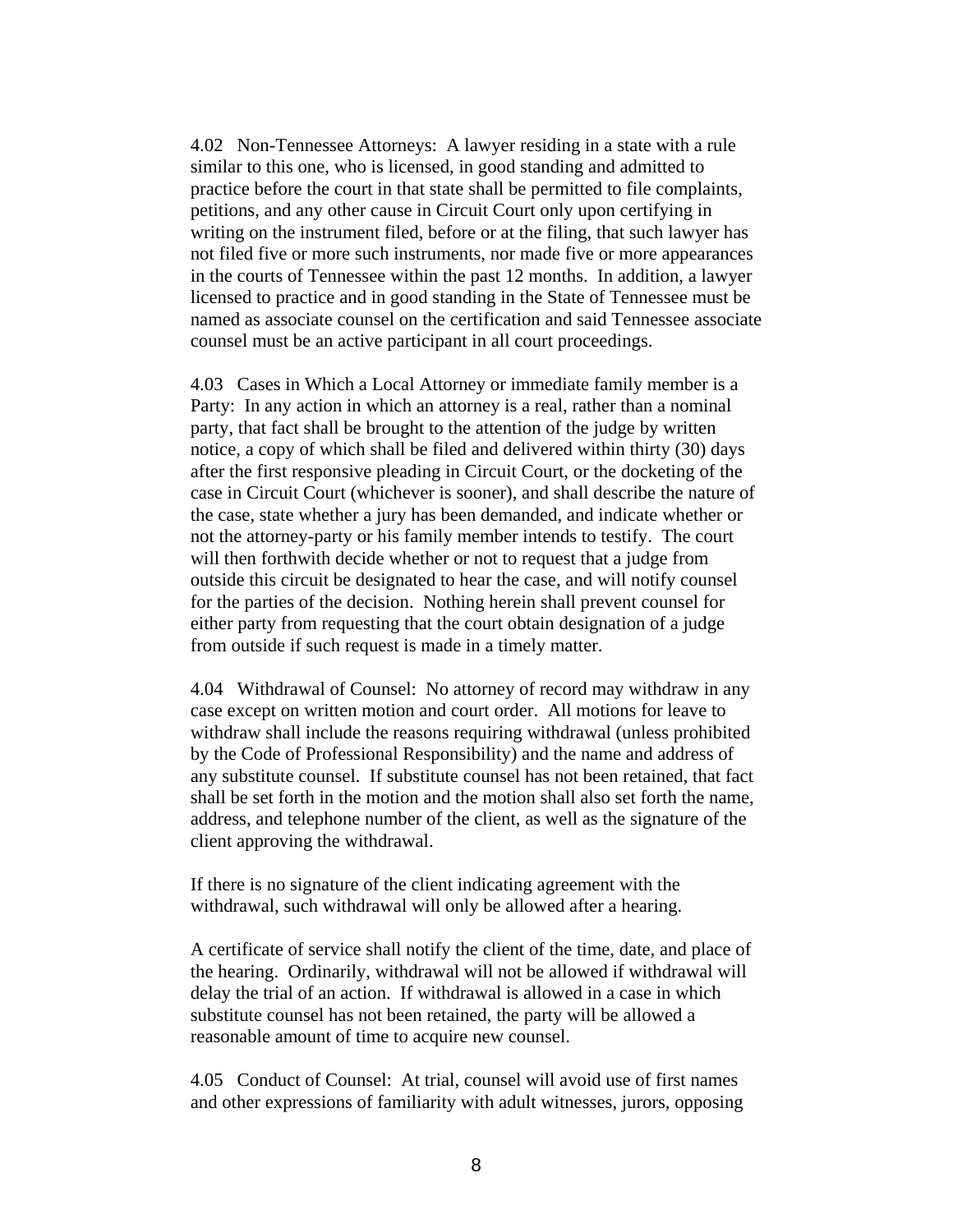4.02 Non-Tennessee Attorneys: A lawyer residing in a state with a rule similar to this one, who is licensed, in good standing and admitted to practice before the court in that state shall be permitted to file complaints, petitions, and any other cause in Circuit Court only upon certifying in writing on the instrument filed, before or at the filing, that such lawyer has not filed five or more such instruments, nor made five or more appearances in the courts of Tennessee within the past 12 months. In addition, a lawyer licensed to practice and in good standing in the State of Tennessee must be named as associate counsel on the certification and said Tennessee associate counsel must be an active participant in all court proceedings.

4.03 Cases in Which a Local Attorney or immediate family member is a Party: In any action in which an attorney is a real, rather than a nominal party, that fact shall be brought to the attention of the judge by written notice, a copy of which shall be filed and delivered within thirty (30) days after the first responsive pleading in Circuit Court, or the docketing of the case in Circuit Court (whichever is sooner), and shall describe the nature of the case, state whether a jury has been demanded, and indicate whether or not the attorney-party or his family member intends to testify. The court will then forthwith decide whether or not to request that a judge from outside this circuit be designated to hear the case, and will notify counsel for the parties of the decision. Nothing herein shall prevent counsel for either party from requesting that the court obtain designation of a judge from outside if such request is made in a timely matter.

4.04 Withdrawal of Counsel: No attorney of record may withdraw in any case except on written motion and court order. All motions for leave to withdraw shall include the reasons requiring withdrawal (unless prohibited by the Code of Professional Responsibility) and the name and address of any substitute counsel. If substitute counsel has not been retained, that fact shall be set forth in the motion and the motion shall also set forth the name, address, and telephone number of the client, as well as the signature of the client approving the withdrawal.

If there is no signature of the client indicating agreement with the withdrawal, such withdrawal will only be allowed after a hearing.

A certificate of service shall notify the client of the time, date, and place of the hearing. Ordinarily, withdrawal will not be allowed if withdrawal will delay the trial of an action. If withdrawal is allowed in a case in which substitute counsel has not been retained, the party will be allowed a reasonable amount of time to acquire new counsel.

4.05 Conduct of Counsel: At trial, counsel will avoid use of first names and other expressions of familiarity with adult witnesses, jurors, opposing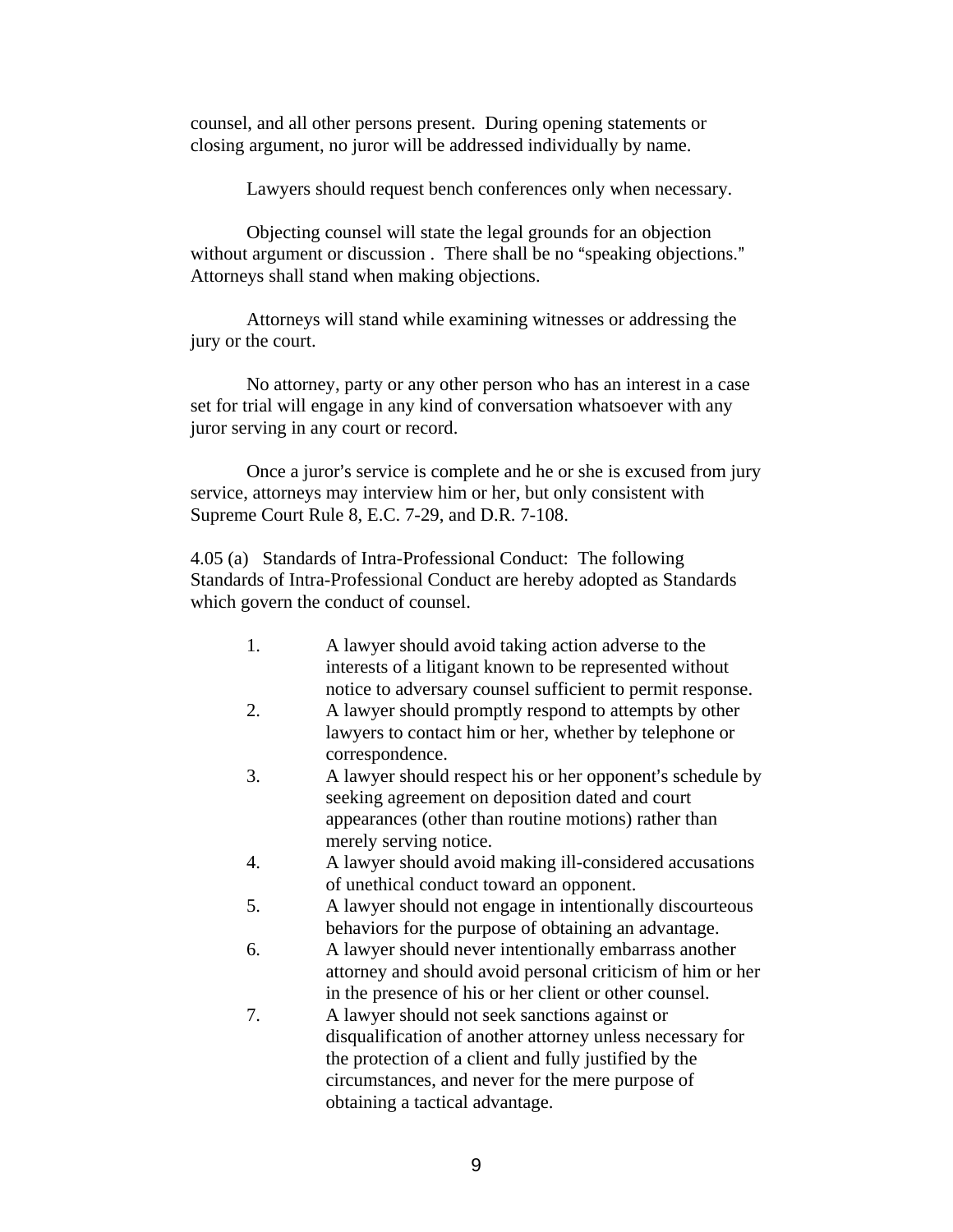counsel, and all other persons present. During opening statements or closing argument, no juror will be addressed individually by name.

Lawyers should request bench conferences only when necessary.

Objecting counsel will state the legal grounds for an objection without argument or discussion . There shall be no "speaking objections." Attorneys shall stand when making objections.

Attorneys will stand while examining witnesses or addressing the jury or the court.

No attorney, party or any other person who has an interest in a case set for trial will engage in any kind of conversation whatsoever with any juror serving in any court or record.

Once a juror's service is complete and he or she is excused from jury service, attorneys may interview him or her, but only consistent with Supreme Court Rule 8, E.C. 7-29, and D.R. 7-108.

4.05 (a) Standards of Intra-Professional Conduct: The following Standards of Intra-Professional Conduct are hereby adopted as Standards which govern the conduct of counsel.

1. A lawyer should avoid taking action adverse to the interests of a litigant known to be represented without notice to adversary counsel sufficient to permit response.
2. A lawyer should promptly respond to attempts by other lawyers to contact him or her, whether by telephone or correspondence.
3. A lawyer should respect his or her opponent's schedule by seeking agreement on deposition dated and court appearances (other than routine motions) rather than merely serving notice.
4. A lawyer should avoid making ill-considered accusations of unethical conduct toward an opponent.
5. A lawyer should not engage in intentionally discourteous behaviors for the purpose of obtaining an advantage.
6. A lawyer should never intentionally embarrass another attorney and should avoid personal criticism of him or her in the presence of his or her client or other counsel.
7. A lawyer should not seek sanctions against or disqualification of another attorney unless necessary for the protection of a client and fully justified by the circumstances, and never for the mere purpose of obtaining a tactical advantage.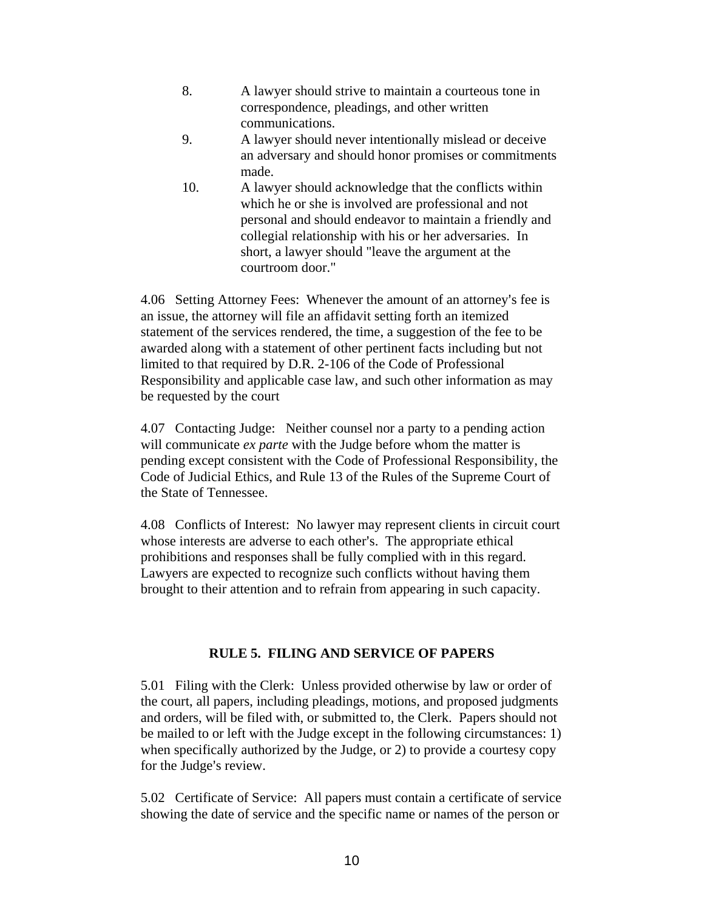8. A lawyer should strive to maintain a courteous tone in correspondence, pleadings, and other written communications.
9. A lawyer should never intentionally mislead or deceive an adversary and should honor promises or commitments made.
10. A lawyer should acknowledge that the conflicts within which he or she is involved are professional and not personal and should endeavor to maintain a friendly and collegial relationship with his or her adversaries. In short, a lawyer should "leave the argument at the courtroom door."

4.06 Setting Attorney Fees: Whenever the amount of an attorney's fee is an issue, the attorney will file an affidavit setting forth an itemized statement of the services rendered, the time, a suggestion of the fee to be awarded along with a statement of other pertinent facts including but not limited to that required by D.R. 2-106 of the Code of Professional Responsibility and applicable case law, and such other information as may be requested by the court

4.07 Contacting Judge: Neither counsel nor a party to a pending action will communicate *ex parte* with the Judge before whom the matter is pending except consistent with the Code of Professional Responsibility, the Code of Judicial Ethics, and Rule 13 of the Rules of the Supreme Court of the State of Tennessee.

4.08 Conflicts of Interest: No lawyer may represent clients in circuit court whose interests are adverse to each other's. The appropriate ethical prohibitions and responses shall be fully complied with in this regard. Lawyers are expected to recognize such conflicts without having them brought to their attention and to refrain from appearing in such capacity.

## RULE 5. FILING AND SERVICE OF PAPERS

5.01 Filing with the Clerk: Unless provided otherwise by law or order of the court, all papers, including pleadings, motions, and proposed judgments and orders, will be filed with, or submitted to, the Clerk. Papers should not be mailed to or left with the Judge except in the following circumstances: 1) when specifically authorized by the Judge, or 2) to provide a courtesy copy for the Judge's review.

5.02 Certificate of Service: All papers must contain a certificate of service showing the date of service and the specific name or names of the person or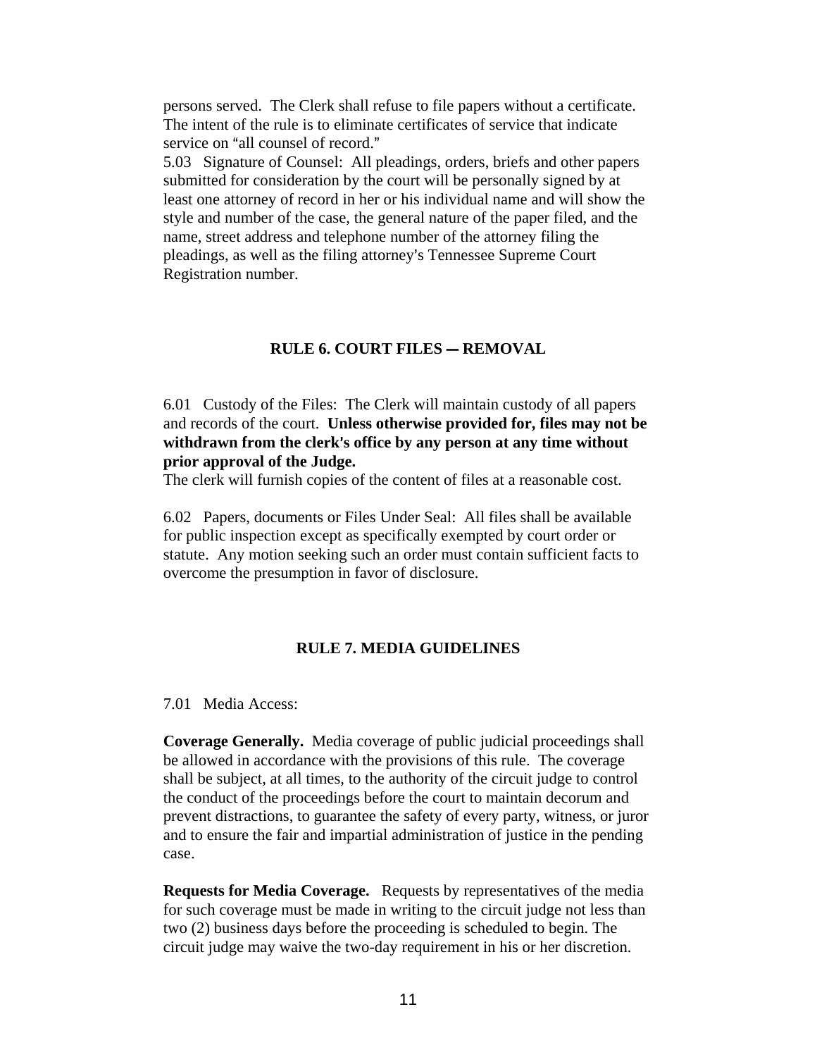persons served. The Clerk shall refuse to file papers without a certificate. The intent of the rule is to eliminate certificates of service that indicate service on "all counsel of record."

5.03 Signature of Counsel: All pleadings, orders, briefs and other papers submitted for consideration by the court will be personally signed by at least one attorney of record in her or his individual name and will show the style and number of the case, the general nature of the paper filed, and the name, street address and telephone number of the attorney filing the pleadings, as well as the filing attorney's Tennessee Supreme Court Registration number.

## RULE 6. COURT FILES — REMOVAL

6.01 Custody of the Files: The Clerk will maintain custody of all papers and records of the court. **Unless otherwise provided for, files may not be withdrawn from the clerk's office by any person at any time without prior approval of the Judge.**

The clerk will furnish copies of the content of files at a reasonable cost.

6.02 Papers, documents or Files Under Seal: All files shall be available for public inspection except as specifically exempted by court order or statute. Any motion seeking such an order must contain sufficient facts to overcome the presumption in favor of disclosure.

## RULE 7. MEDIA GUIDELINES

7.01 Media Access:

**Coverage Generally.** Media coverage of public judicial proceedings shall be allowed in accordance with the provisions of this rule. The coverage shall be subject, at all times, to the authority of the circuit judge to control the conduct of the proceedings before the court to maintain decorum and prevent distractions, to guarantee the safety of every party, witness, or juror and to ensure the fair and impartial administration of justice in the pending case.

**Requests for Media Coverage.** Requests by representatives of the media for such coverage must be made in writing to the circuit judge not less than two (2) business days before the proceeding is scheduled to begin. The circuit judge may waive the two-day requirement in his or her discretion.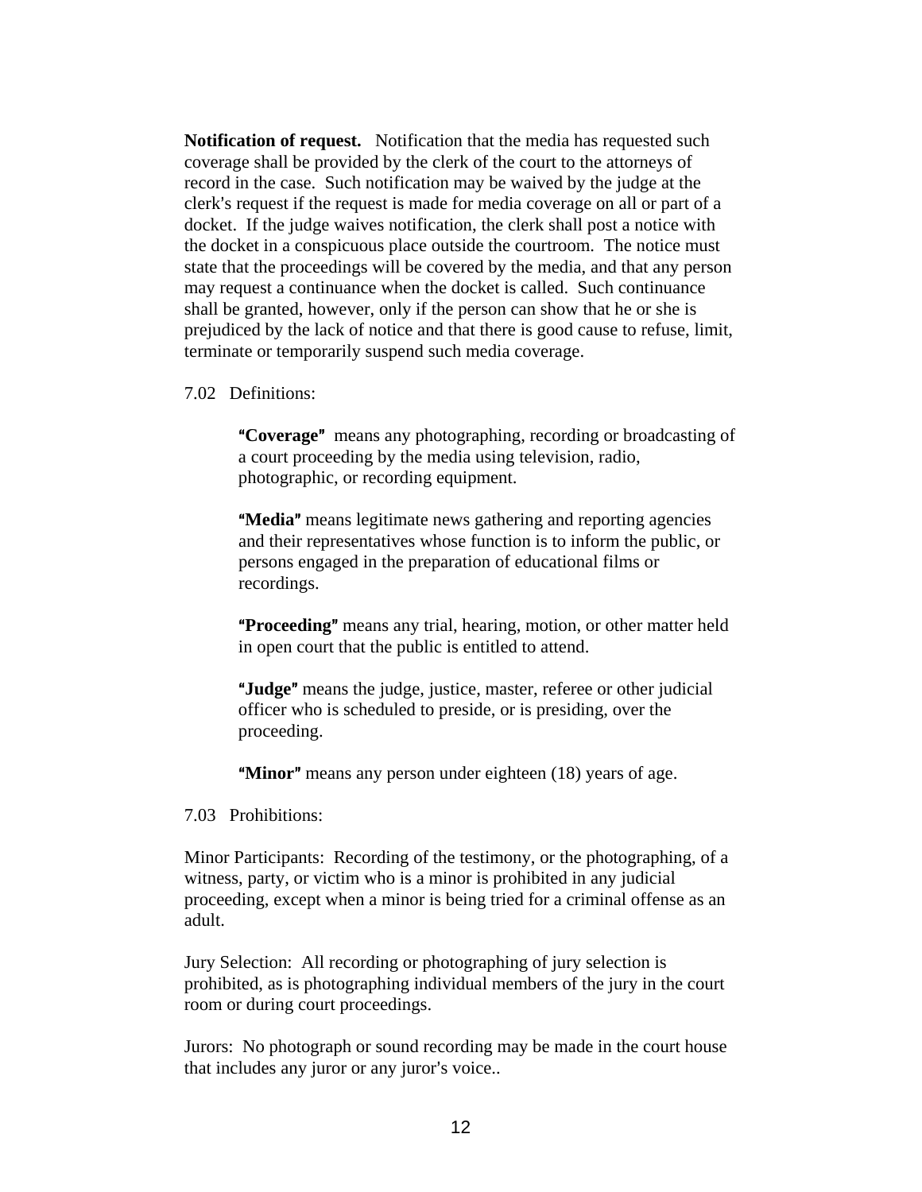**Notification of request.** Notification that the media has requested such coverage shall be provided by the clerk of the court to the attorneys of record in the case. Such notification may be waived by the judge at the clerk's request if the request is made for media coverage on all or part of a docket. If the judge waives notification, the clerk shall post a notice with the docket in a conspicuous place outside the courtroom. The notice must state that the proceedings will be covered by the media, and that any person may request a continuance when the docket is called. Such continuance shall be granted, however, only if the person can show that he or she is prejudiced by the lack of notice and that there is good cause to refuse, limit, terminate or temporarily suspend such media coverage.

7.02 Definitions:

> **"Coverage"** means any photographing, recording or broadcasting of a court proceeding by the media using television, radio, photographic, or recording equipment.
>
> **"Media"** means legitimate news gathering and reporting agencies and their representatives whose function is to inform the public, or persons engaged in the preparation of educational films or recordings.
>
> **"Proceeding"** means any trial, hearing, motion, or other matter held in open court that the public is entitled to attend.
>
> **"Judge"** means the judge, justice, master, referee or other judicial officer who is scheduled to preside, or is presiding, over the proceeding.
>
> **"Minor"** means any person under eighteen (18) years of age.

7.03 Prohibitions:

Minor Participants: Recording of the testimony, or the photographing, of a witness, party, or victim who is a minor is prohibited in any judicial proceeding, except when a minor is being tried for a criminal offense as an adult.

Jury Selection: All recording or photographing of jury selection is prohibited, as is photographing individual members of the jury in the court room or during court proceedings.

Jurors: No photograph or sound recording may be made in the court house that includes any juror or any juror's voice..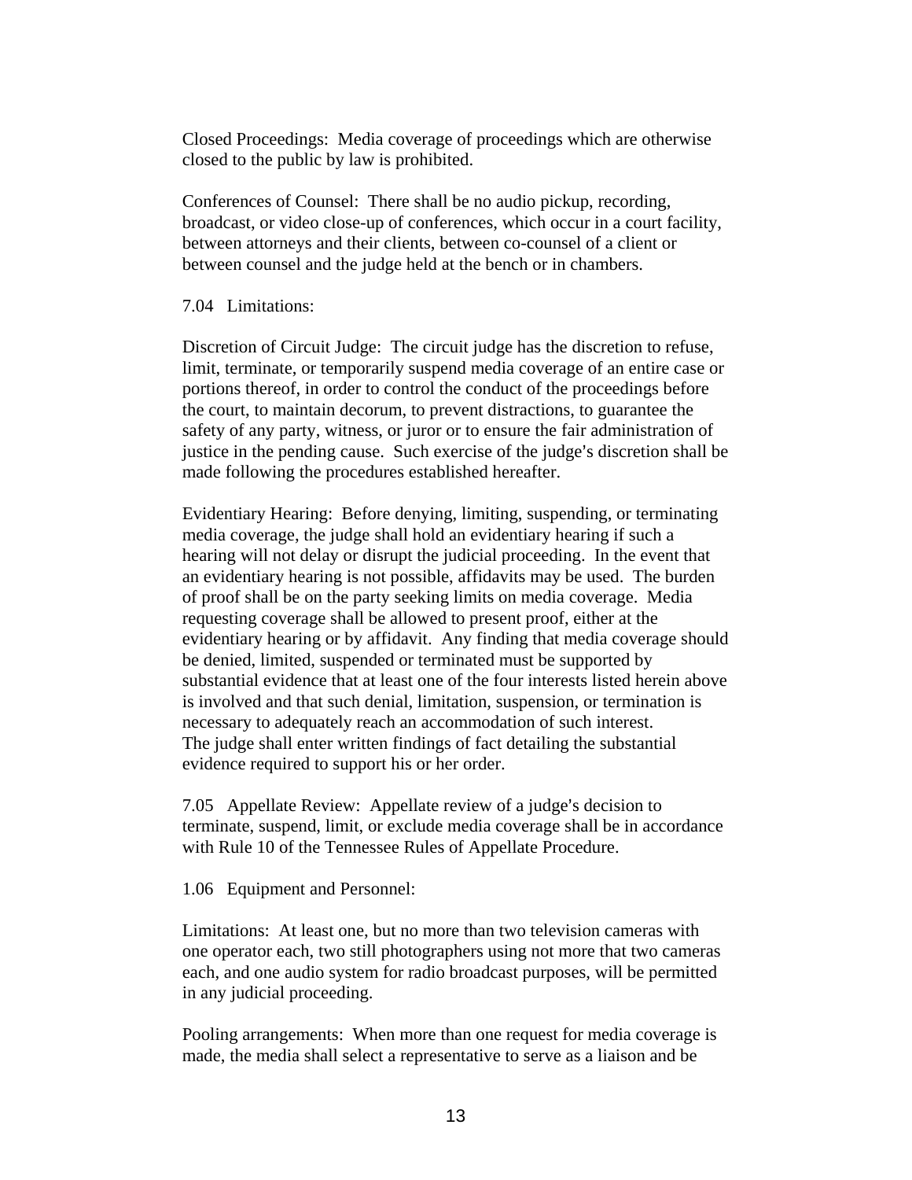Closed Proceedings: Media coverage of proceedings which are otherwise closed to the public by law is prohibited.

Conferences of Counsel: There shall be no audio pickup, recording, broadcast, or video close-up of conferences, which occur in a court facility, between attorneys and their clients, between co-counsel of a client or between counsel and the judge held at the bench or in chambers.

7.04 Limitations:

Discretion of Circuit Judge: The circuit judge has the discretion to refuse, limit, terminate, or temporarily suspend media coverage of an entire case or portions thereof, in order to control the conduct of the proceedings before the court, to maintain decorum, to prevent distractions, to guarantee the safety of any party, witness, or juror or to ensure the fair administration of justice in the pending cause. Such exercise of the judge's discretion shall be made following the procedures established hereafter.

Evidentiary Hearing: Before denying, limiting, suspending, or terminating media coverage, the judge shall hold an evidentiary hearing if such a hearing will not delay or disrupt the judicial proceeding. In the event that an evidentiary hearing is not possible, affidavits may be used. The burden of proof shall be on the party seeking limits on media coverage. Media requesting coverage shall be allowed to present proof, either at the evidentiary hearing or by affidavit. Any finding that media coverage should be denied, limited, suspended or terminated must be supported by substantial evidence that at least one of the four interests listed herein above is involved and that such denial, limitation, suspension, or termination is necessary to adequately reach an accommodation of such interest. The judge shall enter written findings of fact detailing the substantial evidence required to support his or her order.

7.05 Appellate Review: Appellate review of a judge's decision to terminate, suspend, limit, or exclude media coverage shall be in accordance with Rule 10 of the Tennessee Rules of Appellate Procedure.

1.06 Equipment and Personnel:

Limitations: At least one, but no more than two television cameras with one operator each, two still photographers using not more that two cameras each, and one audio system for radio broadcast purposes, will be permitted in any judicial proceeding.

Pooling arrangements: When more than one request for media coverage is made, the media shall select a representative to serve as a liaison and be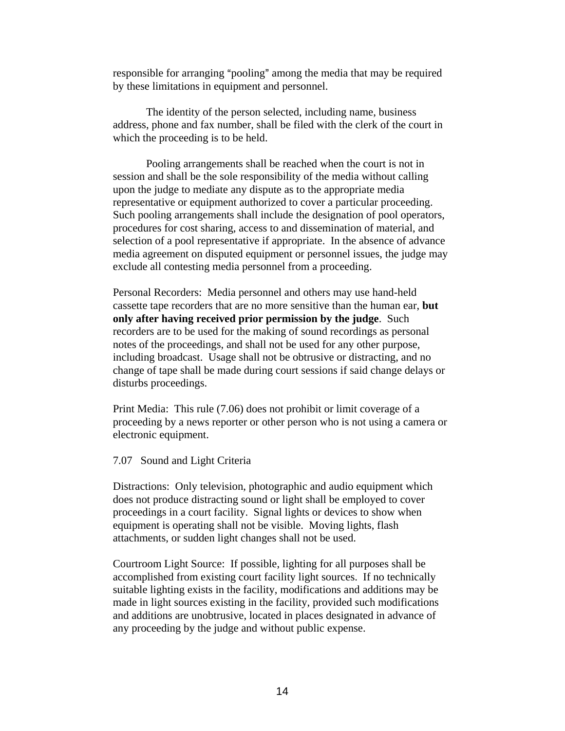responsible for arranging "pooling" among the media that may be required by these limitations in equipment and personnel.

The identity of the person selected, including name, business address, phone and fax number, shall be filed with the clerk of the court in which the proceeding is to be held.

Pooling arrangements shall be reached when the court is not in session and shall be the sole responsibility of the media without calling upon the judge to mediate any dispute as to the appropriate media representative or equipment authorized to cover a particular proceeding. Such pooling arrangements shall include the designation of pool operators, procedures for cost sharing, access to and dissemination of material, and selection of a pool representative if appropriate. In the absence of advance media agreement on disputed equipment or personnel issues, the judge may exclude all contesting media personnel from a proceeding.

Personal Recorders: Media personnel and others may use hand-held cassette tape recorders that are no more sensitive than the human ear, **but only after having received prior permission by the judge**. Such recorders are to be used for the making of sound recordings as personal notes of the proceedings, and shall not be used for any other purpose, including broadcast. Usage shall not be obtrusive or distracting, and no change of tape shall be made during court sessions if said change delays or disturbs proceedings.

Print Media: This rule (7.06) does not prohibit or limit coverage of a proceeding by a news reporter or other person who is not using a camera or electronic equipment.

7.07 Sound and Light Criteria

Distractions: Only television, photographic and audio equipment which does not produce distracting sound or light shall be employed to cover proceedings in a court facility. Signal lights or devices to show when equipment is operating shall not be visible. Moving lights, flash attachments, or sudden light changes shall not be used.

Courtroom Light Source: If possible, lighting for all purposes shall be accomplished from existing court facility light sources. If no technically suitable lighting exists in the facility, modifications and additions may be made in light sources existing in the facility, provided such modifications and additions are unobtrusive, located in places designated in advance of any proceeding by the judge and without public expense.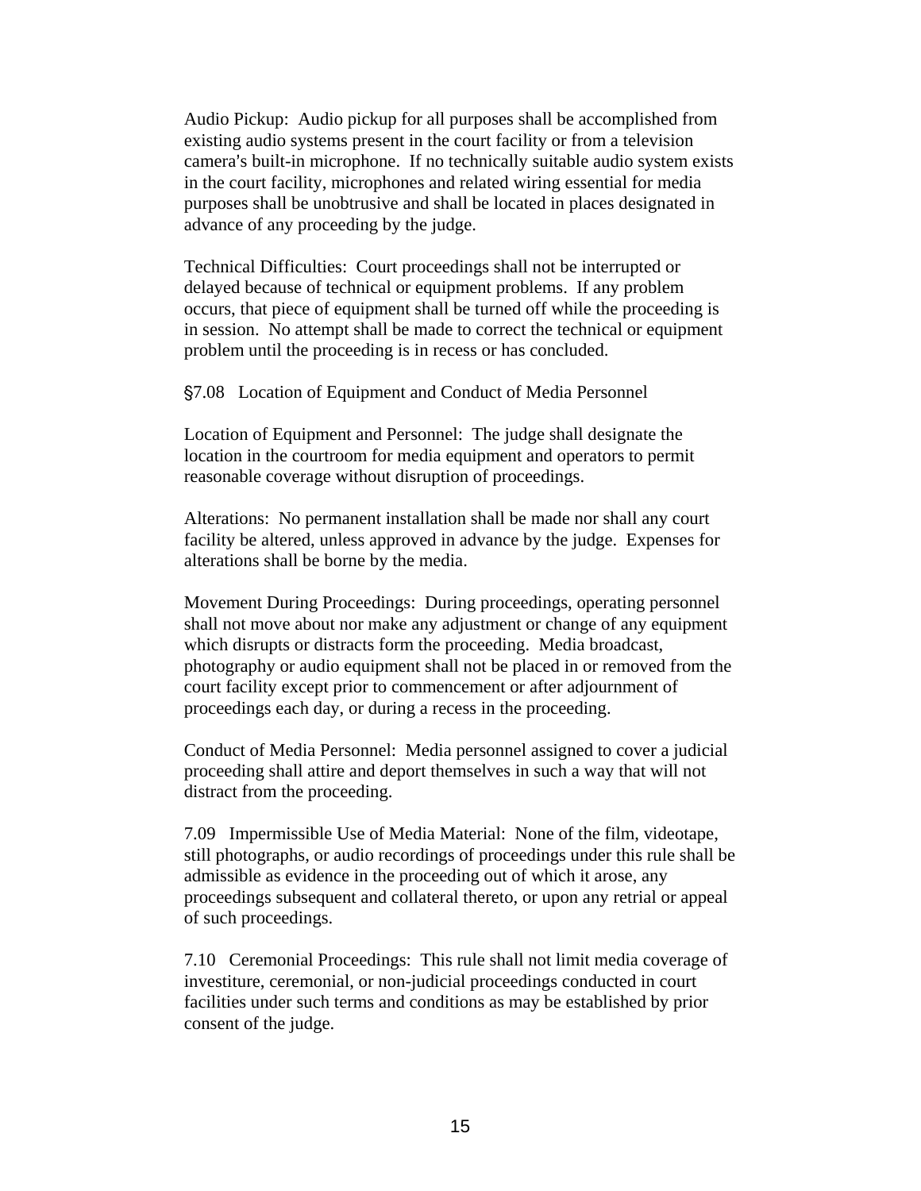Audio Pickup: Audio pickup for all purposes shall be accomplished from existing audio systems present in the court facility or from a television camera's built-in microphone. If no technically suitable audio system exists in the court facility, microphones and related wiring essential for media purposes shall be unobtrusive and shall be located in places designated in advance of any proceeding by the judge.

Technical Difficulties: Court proceedings shall not be interrupted or delayed because of technical or equipment problems. If any problem occurs, that piece of equipment shall be turned off while the proceeding is in session. No attempt shall be made to correct the technical or equipment problem until the proceeding is in recess or has concluded.

§7.08 Location of Equipment and Conduct of Media Personnel

Location of Equipment and Personnel: The judge shall designate the location in the courtroom for media equipment and operators to permit reasonable coverage without disruption of proceedings.

Alterations: No permanent installation shall be made nor shall any court facility be altered, unless approved in advance by the judge. Expenses for alterations shall be borne by the media.

Movement During Proceedings: During proceedings, operating personnel shall not move about nor make any adjustment or change of any equipment which disrupts or distracts form the proceeding. Media broadcast, photography or audio equipment shall not be placed in or removed from the court facility except prior to commencement or after adjournment of proceedings each day, or during a recess in the proceeding.

Conduct of Media Personnel: Media personnel assigned to cover a judicial proceeding shall attire and deport themselves in such a way that will not distract from the proceeding.

7.09 Impermissible Use of Media Material: None of the film, videotape, still photographs, or audio recordings of proceedings under this rule shall be admissible as evidence in the proceeding out of which it arose, any proceedings subsequent and collateral thereto, or upon any retrial or appeal of such proceedings.

7.10 Ceremonial Proceedings: This rule shall not limit media coverage of investiture, ceremonial, or non-judicial proceedings conducted in court facilities under such terms and conditions as may be established by prior consent of the judge.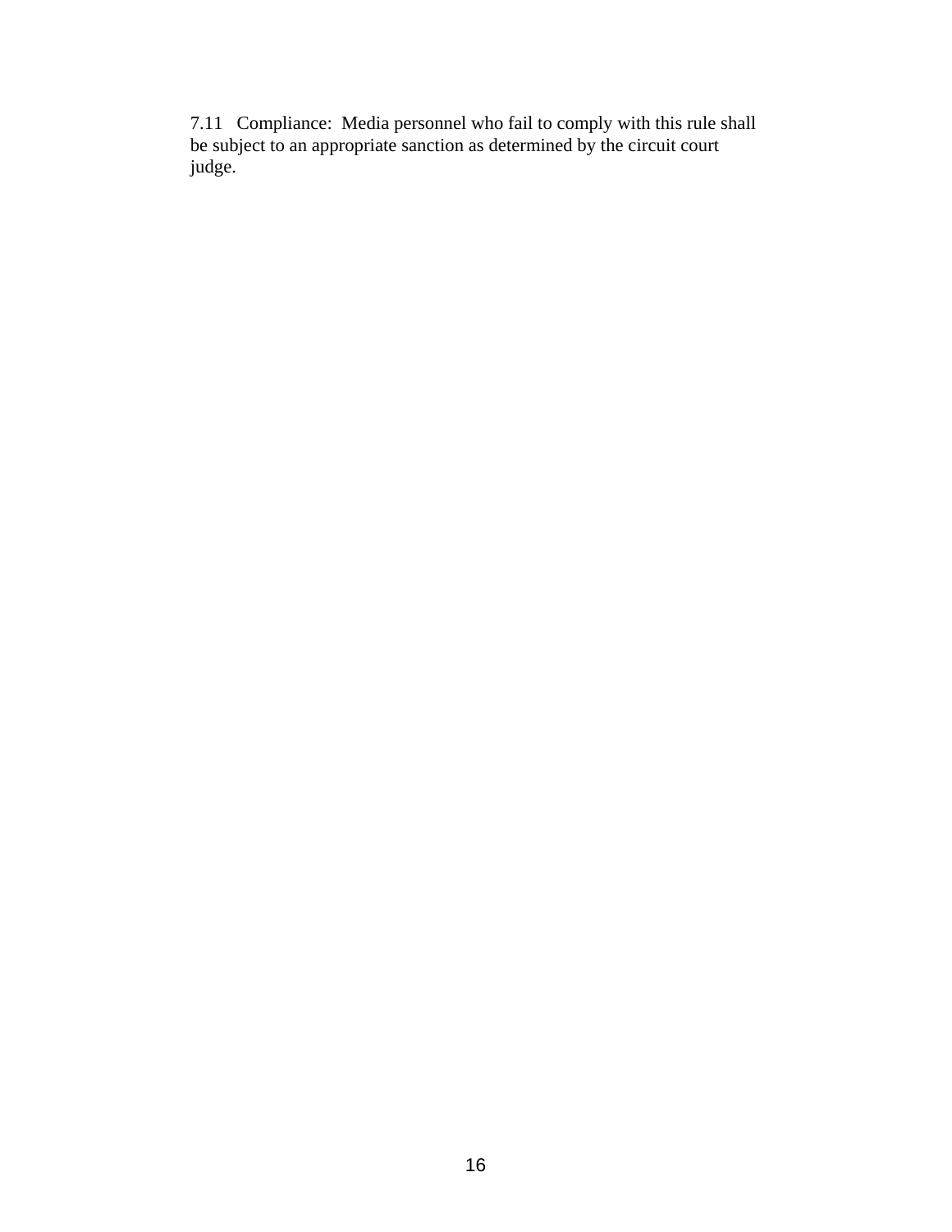7.11 Compliance: Media personnel who fail to comply with this rule shall be subject to an appropriate sanction as determined by the circuit court judge.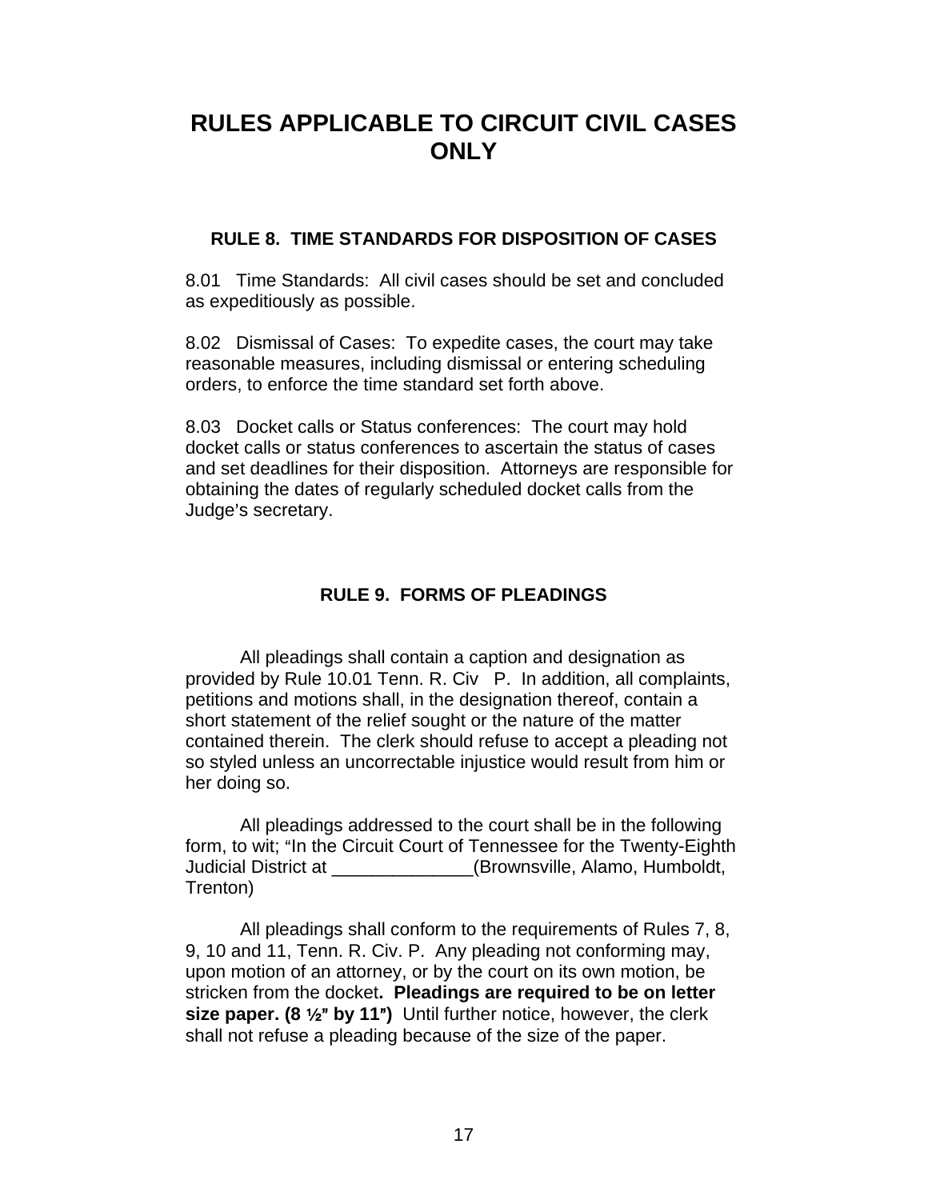# RULES APPLICABLE TO CIRCUIT CIVIL CASES ONLY

## RULE 8. TIME STANDARDS FOR DISPOSITION OF CASES

8.01 Time Standards: All civil cases should be set and concluded as expeditiously as possible.

8.02 Dismissal of Cases: To expedite cases, the court may take reasonable measures, including dismissal or entering scheduling orders, to enforce the time standard set forth above.

8.03 Docket calls or Status conferences: The court may hold docket calls or status conferences to ascertain the status of cases and set deadlines for their disposition. Attorneys are responsible for obtaining the dates of regularly scheduled docket calls from the Judge's secretary.

## RULE 9. FORMS OF PLEADINGS

All pleadings shall contain a caption and designation as provided by Rule 10.01 Tenn. R. Civ P. In addition, all complaints, petitions and motions shall, in the designation thereof, contain a short statement of the relief sought or the nature of the matter contained therein. The clerk should refuse to accept a pleading not so styled unless an uncorrectable injustice would result from him or her doing so.

All pleadings addressed to the court shall be in the following form, to wit; "In the Circuit Court of Tennessee for the Twenty-Eighth Judicial District at ______________(Brownsville, Alamo, Humboldt, Trenton)

All pleadings shall conform to the requirements of Rules 7, 8, 9, 10 and 11, Tenn. R. Civ. P. Any pleading not conforming may, upon motion of an attorney, or by the court on its own motion, be stricken from the docket**. Pleadings are required to be on letter size paper. (8 ½" by 11")** Until further notice, however, the clerk shall not refuse a pleading because of the size of the paper.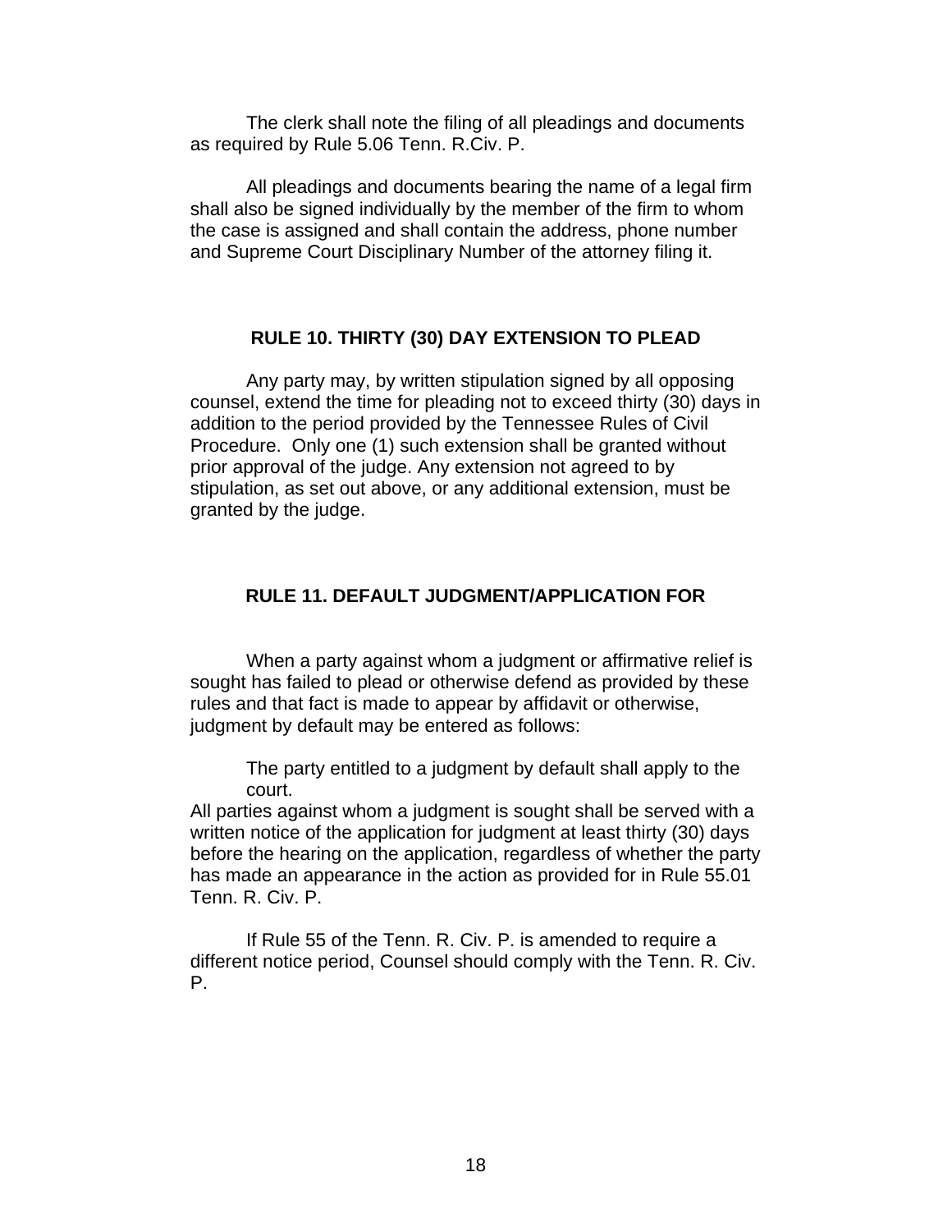The clerk shall note the filing of all pleadings and documents as required by Rule 5.06 Tenn. R.Civ. P.

All pleadings and documents bearing the name of a legal firm shall also be signed individually by the member of the firm to whom the case is assigned and shall contain the address, phone number and Supreme Court Disciplinary Number of the attorney filing it.

## RULE 10. THIRTY (30) DAY EXTENSION TO PLEAD

Any party may, by written stipulation signed by all opposing counsel, extend the time for pleading not to exceed thirty (30) days in addition to the period provided by the Tennessee Rules of Civil Procedure. Only one (1) such extension shall be granted without prior approval of the judge. Any extension not agreed to by stipulation, as set out above, or any additional extension, must be granted by the judge.

## RULE 11. DEFAULT JUDGMENT/APPLICATION FOR

When a party against whom a judgment or affirmative relief is sought has failed to plead or otherwise defend as provided by these rules and that fact is made to appear by affidavit or otherwise, judgment by default may be entered as follows:

The party entitled to a judgment by default shall apply to the court.

All parties against whom a judgment is sought shall be served with a written notice of the application for judgment at least thirty (30) days before the hearing on the application, regardless of whether the party has made an appearance in the action as provided for in Rule 55.01 Tenn. R. Civ. P.

If Rule 55 of the Tenn. R. Civ. P. is amended to require a different notice period, Counsel should comply with the Tenn. R. Civ. P.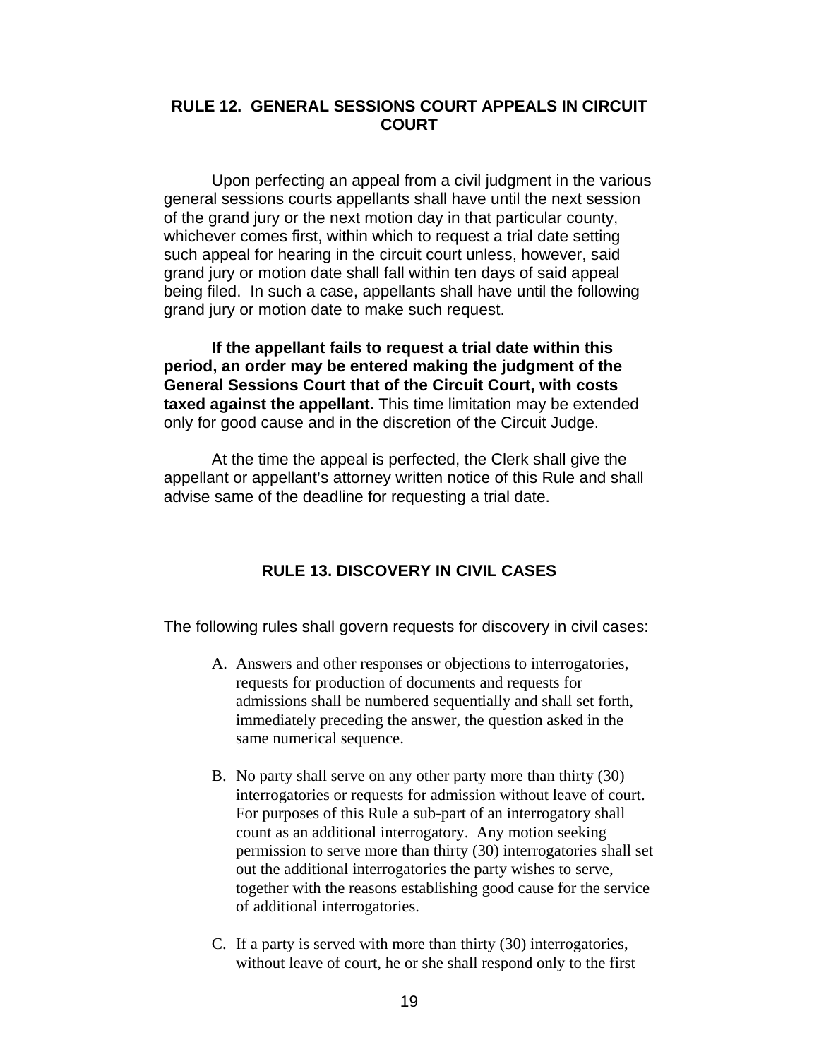## RULE 12. GENERAL SESSIONS COURT APPEALS IN CIRCUIT COURT

Upon perfecting an appeal from a civil judgment in the various general sessions courts appellants shall have until the next session of the grand jury or the next motion day in that particular county, whichever comes first, within which to request a trial date setting such appeal for hearing in the circuit court unless, however, said grand jury or motion date shall fall within ten days of said appeal being filed. In such a case, appellants shall have until the following grand jury or motion date to make such request.

**If the appellant fails to request a trial date within this period, an order may be entered making the judgment of the General Sessions Court that of the Circuit Court, with costs taxed against the appellant.** This time limitation may be extended only for good cause and in the discretion of the Circuit Judge.

At the time the appeal is perfected, the Clerk shall give the appellant or appellant's attorney written notice of this Rule and shall advise same of the deadline for requesting a trial date.

## RULE 13. DISCOVERY IN CIVIL CASES

The following rules shall govern requests for discovery in civil cases:

A. Answers and other responses or objections to interrogatories, requests for production of documents and requests for admissions shall be numbered sequentially and shall set forth, immediately preceding the answer, the question asked in the same numerical sequence.

B. No party shall serve on any other party more than thirty (30) interrogatories or requests for admission without leave of court. For purposes of this Rule a sub-part of an interrogatory shall count as an additional interrogatory. Any motion seeking permission to serve more than thirty (30) interrogatories shall set out the additional interrogatories the party wishes to serve, together with the reasons establishing good cause for the service of additional interrogatories.

C. If a party is served with more than thirty (30) interrogatories, without leave of court, he or she shall respond only to the first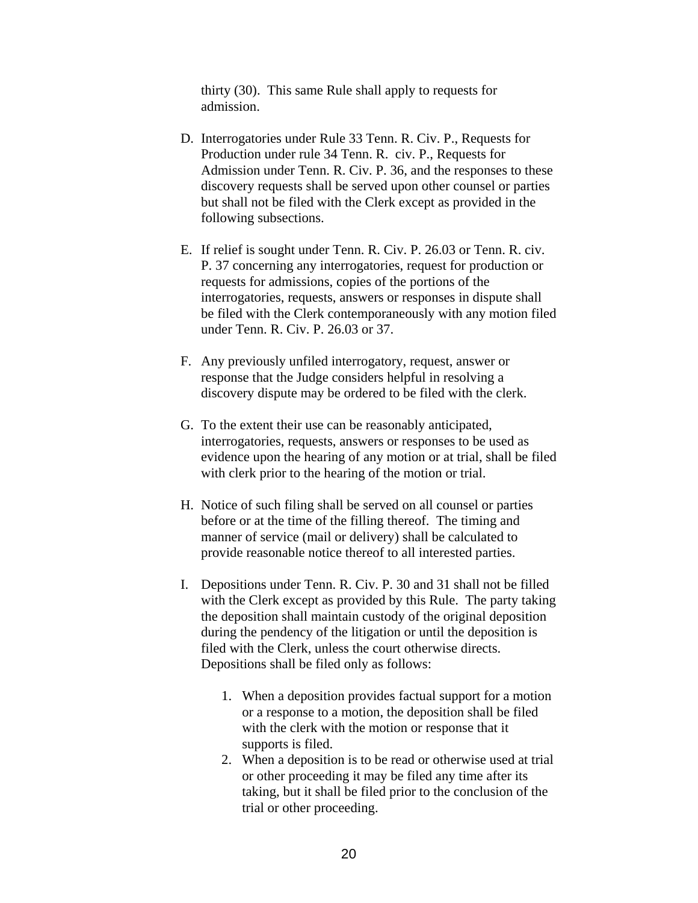thirty (30). This same Rule shall apply to requests for admission.

D. Interrogatories under Rule 33 Tenn. R. Civ. P., Requests for Production under rule 34 Tenn. R. civ. P., Requests for Admission under Tenn. R. Civ. P. 36, and the responses to these discovery requests shall be served upon other counsel or parties but shall not be filed with the Clerk except as provided in the following subsections.

E. If relief is sought under Tenn. R. Civ. P. 26.03 or Tenn. R. civ. P. 37 concerning any interrogatories, request for production or requests for admissions, copies of the portions of the interrogatories, requests, answers or responses in dispute shall be filed with the Clerk contemporaneously with any motion filed under Tenn. R. Civ. P. 26.03 or 37.

F. Any previously unfiled interrogatory, request, answer or response that the Judge considers helpful in resolving a discovery dispute may be ordered to be filed with the clerk.

G. To the extent their use can be reasonably anticipated, interrogatories, requests, answers or responses to be used as evidence upon the hearing of any motion or at trial, shall be filed with clerk prior to the hearing of the motion or trial.

H. Notice of such filing shall be served on all counsel or parties before or at the time of the filling thereof. The timing and manner of service (mail or delivery) shall be calculated to provide reasonable notice thereof to all interested parties.

I. Depositions under Tenn. R. Civ. P. 30 and 31 shall not be filled with the Clerk except as provided by this Rule. The party taking the deposition shall maintain custody of the original deposition during the pendency of the litigation or until the deposition is filed with the Clerk, unless the court otherwise directs. Depositions shall be filed only as follows:

   1. When a deposition provides factual support for a motion or a response to a motion, the deposition shall be filed with the clerk with the motion or response that it supports is filed.
   2. When a deposition is to be read or otherwise used at trial or other proceeding it may be filed any time after its taking, but it shall be filed prior to the conclusion of the trial or other proceeding.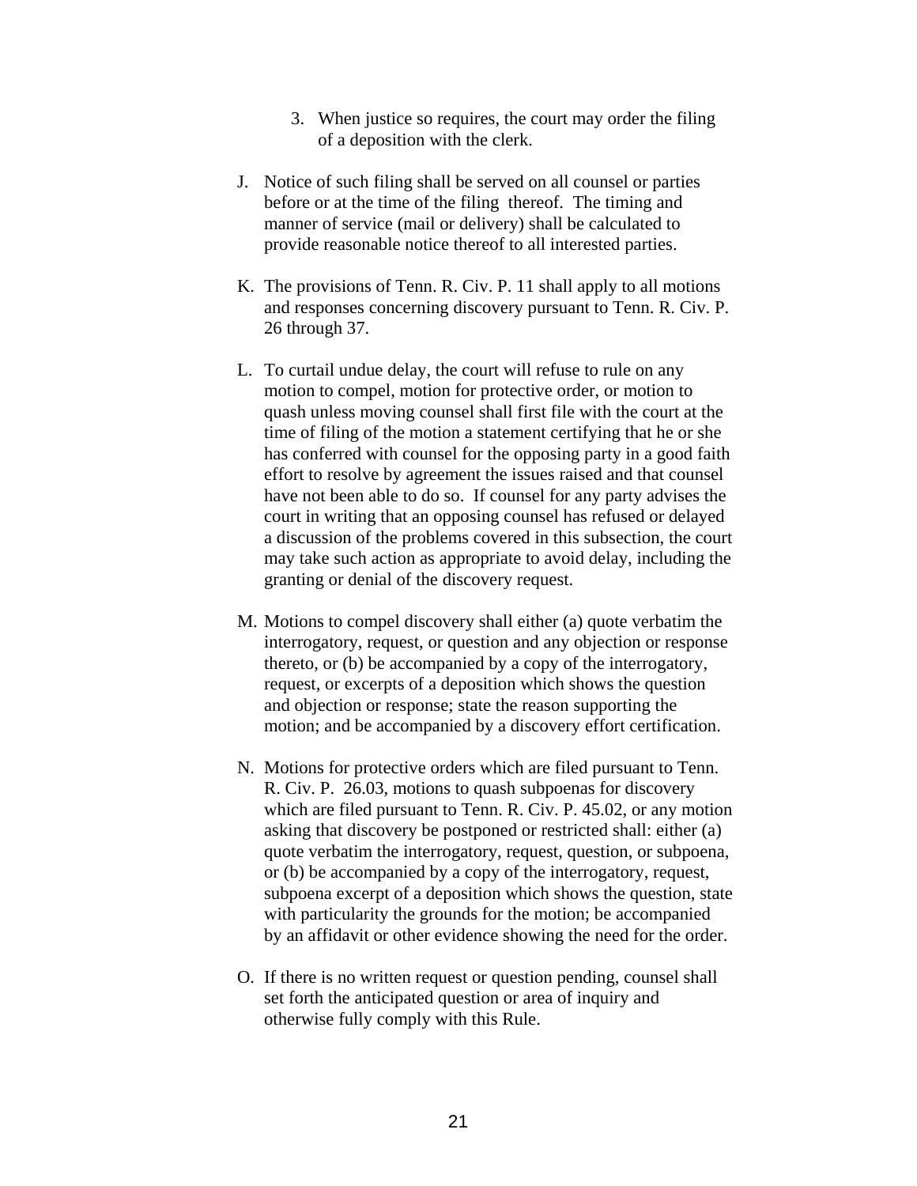3. When justice so requires, the court may order the filing of a deposition with the clerk.

J. Notice of such filing shall be served on all counsel or parties before or at the time of the filing thereof. The timing and manner of service (mail or delivery) shall be calculated to provide reasonable notice thereof to all interested parties.

K. The provisions of Tenn. R. Civ. P. 11 shall apply to all motions and responses concerning discovery pursuant to Tenn. R. Civ. P. 26 through 37.

L. To curtail undue delay, the court will refuse to rule on any motion to compel, motion for protective order, or motion to quash unless moving counsel shall first file with the court at the time of filing of the motion a statement certifying that he or she has conferred with counsel for the opposing party in a good faith effort to resolve by agreement the issues raised and that counsel have not been able to do so. If counsel for any party advises the court in writing that an opposing counsel has refused or delayed a discussion of the problems covered in this subsection, the court may take such action as appropriate to avoid delay, including the granting or denial of the discovery request.

M. Motions to compel discovery shall either (a) quote verbatim the interrogatory, request, or question and any objection or response thereto, or (b) be accompanied by a copy of the interrogatory, request, or excerpts of a deposition which shows the question and objection or response; state the reason supporting the motion; and be accompanied by a discovery effort certification.

N. Motions for protective orders which are filed pursuant to Tenn. R. Civ. P. 26.03, motions to quash subpoenas for discovery which are filed pursuant to Tenn. R. Civ. P. 45.02, or any motion asking that discovery be postponed or restricted shall: either (a) quote verbatim the interrogatory, request, question, or subpoena, or (b) be accompanied by a copy of the interrogatory, request, subpoena excerpt of a deposition which shows the question, state with particularity the grounds for the motion; be accompanied by an affidavit or other evidence showing the need for the order.

O. If there is no written request or question pending, counsel shall set forth the anticipated question or area of inquiry and otherwise fully comply with this Rule.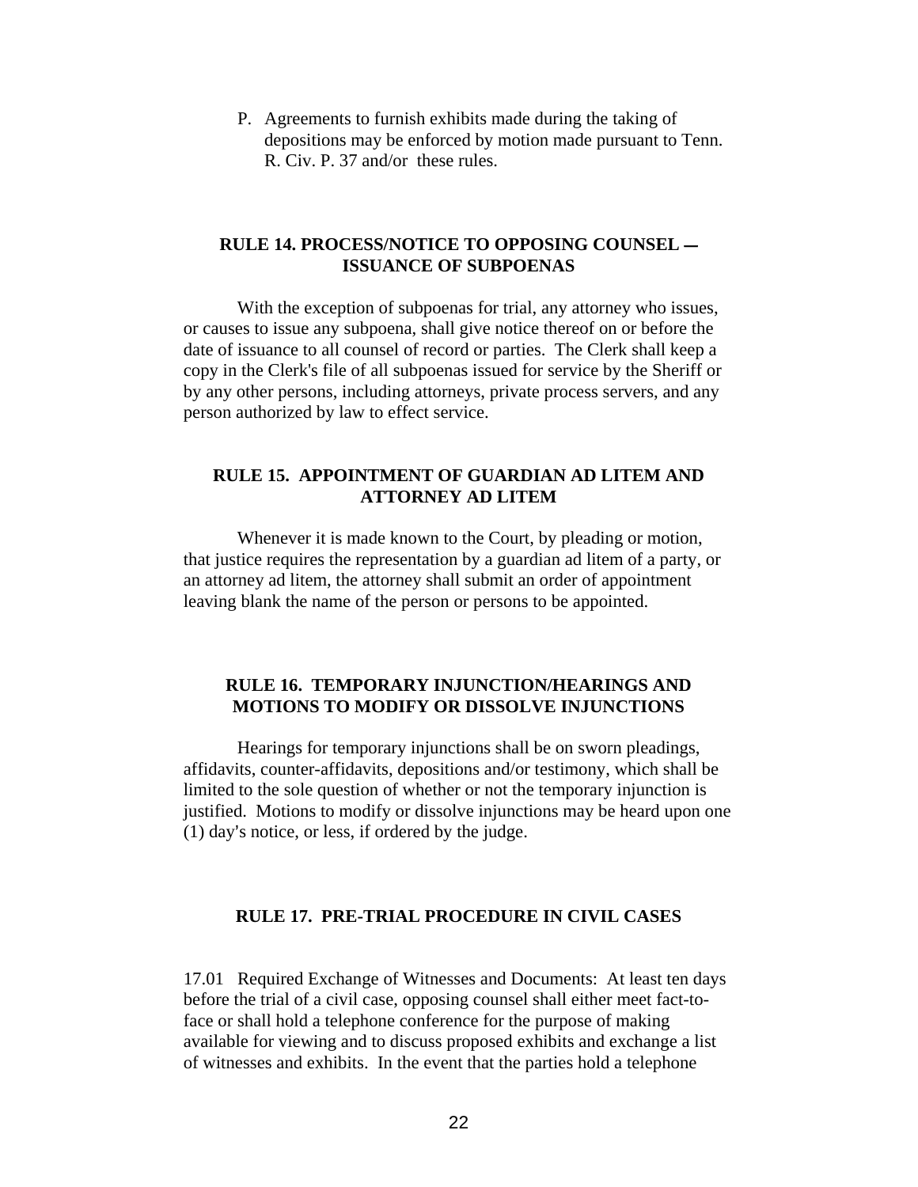P. Agreements to furnish exhibits made during the taking of depositions may be enforced by motion made pursuant to Tenn. R. Civ. P. 37 and/or these rules.

## RULE 14. PROCESS/NOTICE TO OPPOSING COUNSEL ― ISSUANCE OF SUBPOENAS

With the exception of subpoenas for trial, any attorney who issues, or causes to issue any subpoena, shall give notice thereof on or before the date of issuance to all counsel of record or parties. The Clerk shall keep a copy in the Clerk's file of all subpoenas issued for service by the Sheriff or by any other persons, including attorneys, private process servers, and any person authorized by law to effect service.

## RULE 15. APPOINTMENT OF GUARDIAN AD LITEM AND ATTORNEY AD LITEM

Whenever it is made known to the Court, by pleading or motion, that justice requires the representation by a guardian ad litem of a party, or an attorney ad litem, the attorney shall submit an order of appointment leaving blank the name of the person or persons to be appointed.

## RULE 16. TEMPORARY INJUNCTION/HEARINGS AND MOTIONS TO MODIFY OR DISSOLVE INJUNCTIONS

Hearings for temporary injunctions shall be on sworn pleadings, affidavits, counter-affidavits, depositions and/or testimony, which shall be limited to the sole question of whether or not the temporary injunction is justified. Motions to modify or dissolve injunctions may be heard upon one (1) day's notice, or less, if ordered by the judge.

## RULE 17. PRE-TRIAL PROCEDURE IN CIVIL CASES

17.01 Required Exchange of Witnesses and Documents: At least ten days before the trial of a civil case, opposing counsel shall either meet fact-to-face or shall hold a telephone conference for the purpose of making available for viewing and to discuss proposed exhibits and exchange a list of witnesses and exhibits. In the event that the parties hold a telephone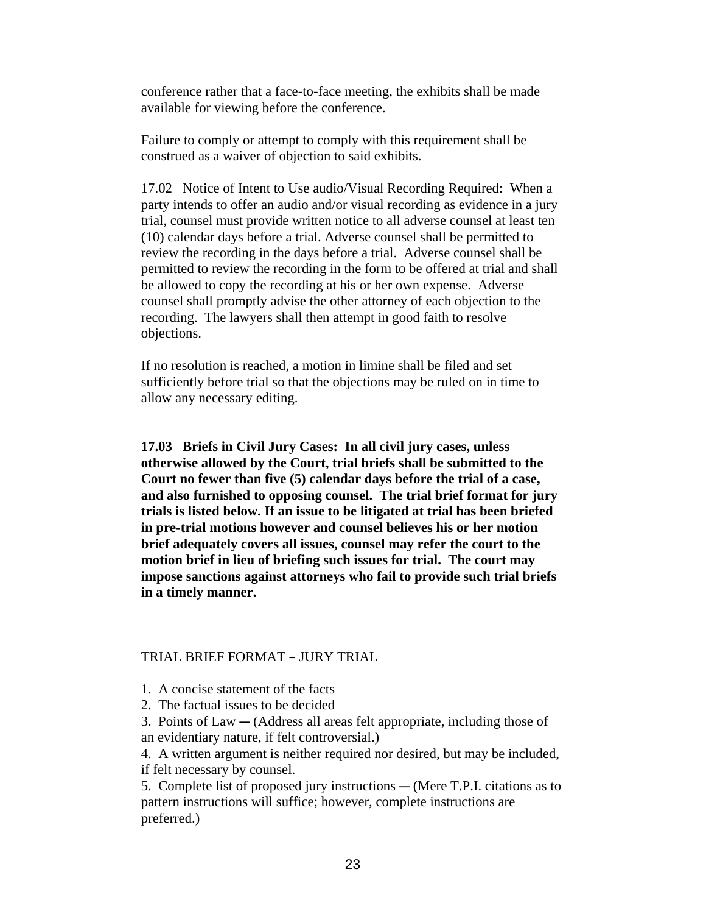conference rather that a face-to-face meeting, the exhibits shall be made available for viewing before the conference.

Failure to comply or attempt to comply with this requirement shall be construed as a waiver of objection to said exhibits.

17.02 Notice of Intent to Use audio/Visual Recording Required: When a party intends to offer an audio and/or visual recording as evidence in a jury trial, counsel must provide written notice to all adverse counsel at least ten (10) calendar days before a trial. Adverse counsel shall be permitted to review the recording in the days before a trial. Adverse counsel shall be permitted to review the recording in the form to be offered at trial and shall be allowed to copy the recording at his or her own expense. Adverse counsel shall promptly advise the other attorney of each objection to the recording. The lawyers shall then attempt in good faith to resolve objections.

If no resolution is reached, a motion in limine shall be filed and set sufficiently before trial so that the objections may be ruled on in time to allow any necessary editing.

**17.03 Briefs in Civil Jury Cases: In all civil jury cases, unless otherwise allowed by the Court, trial briefs shall be submitted to the Court no fewer than five (5) calendar days before the trial of a case, and also furnished to opposing counsel. The trial brief format for jury trials is listed below. If an issue to be litigated at trial has been briefed in pre-trial motions however and counsel believes his or her motion brief adequately covers all issues, counsel may refer the court to the motion brief in lieu of briefing such issues for trial. The court may impose sanctions against attorneys who fail to provide such trial briefs in a timely manner.**

TRIAL BRIEF FORMAT – JURY TRIAL

1. A concise statement of the facts
2. The factual issues to be decided
3. Points of Law ― (Address all areas felt appropriate, including those of an evidentiary nature, if felt controversial.)
4. A written argument is neither required nor desired, but may be included, if felt necessary by counsel.
5. Complete list of proposed jury instructions ― (Mere T.P.I. citations as to pattern instructions will suffice; however, complete instructions are preferred.)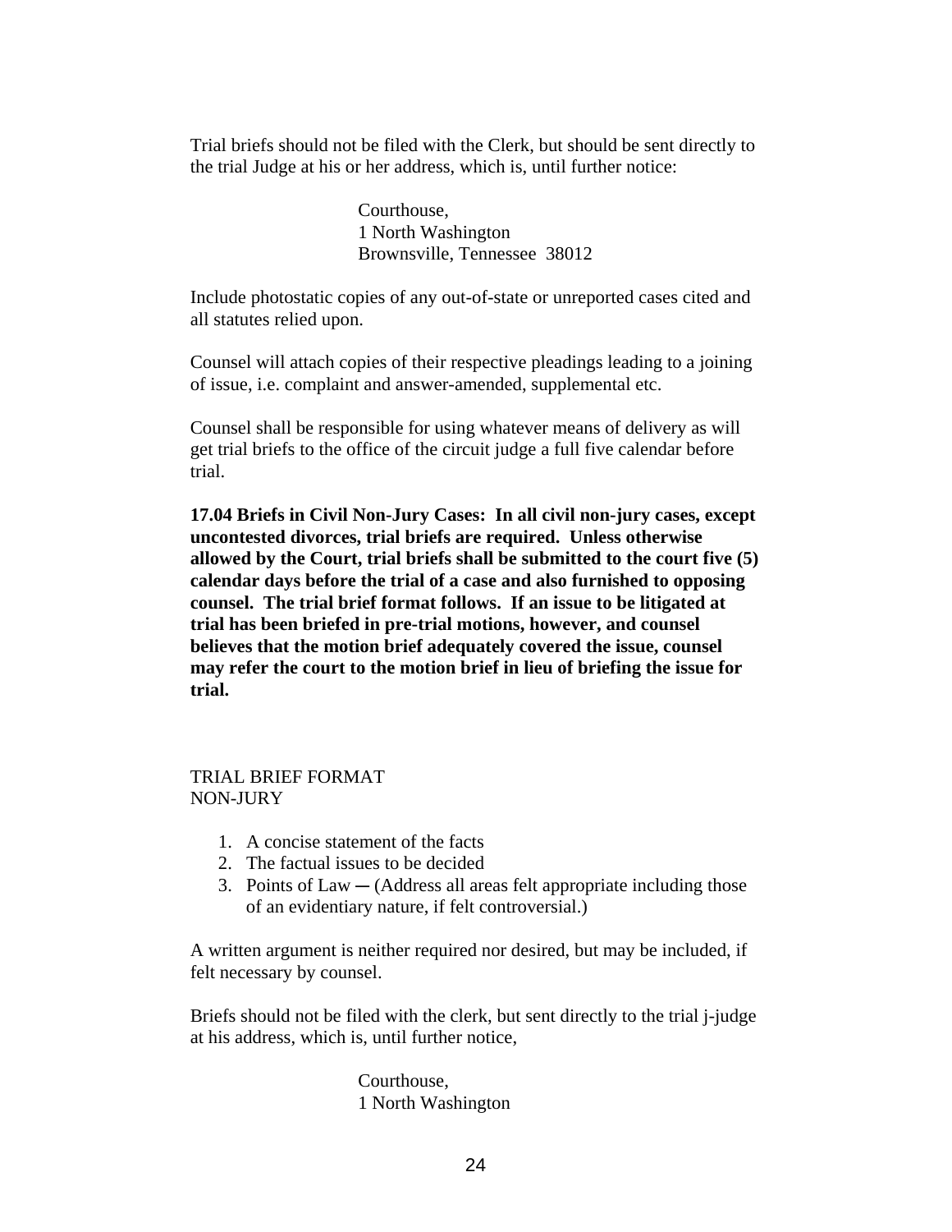Trial briefs should not be filed with the Clerk, but should be sent directly to the trial Judge at his or her address, which is, until further notice:

> Courthouse,
> 1 North Washington
> Brownsville, Tennessee 38012

Include photostatic copies of any out-of-state or unreported cases cited and all statutes relied upon.

Counsel will attach copies of their respective pleadings leading to a joining of issue, i.e. complaint and answer-amended, supplemental etc.

Counsel shall be responsible for using whatever means of delivery as will get trial briefs to the office of the circuit judge a full five calendar before trial.

**17.04 Briefs in Civil Non-Jury Cases: In all civil non-jury cases, except uncontested divorces, trial briefs are required. Unless otherwise allowed by the Court, trial briefs shall be submitted to the court five (5) calendar days before the trial of a case and also furnished to opposing counsel. The trial brief format follows. If an issue to be litigated at trial has been briefed in pre-trial motions, however, and counsel believes that the motion brief adequately covered the issue, counsel may refer the court to the motion brief in lieu of briefing the issue for trial.**

TRIAL BRIEF FORMAT
NON-JURY

1. A concise statement of the facts
2. The factual issues to be decided
3. Points of Law ─ (Address all areas felt appropriate including those of an evidentiary nature, if felt controversial.)

A written argument is neither required nor desired, but may be included, if felt necessary by counsel.

Briefs should not be filed with the clerk, but sent directly to the trial j-judge at his address, which is, until further notice,

> Courthouse,
> 1 North Washington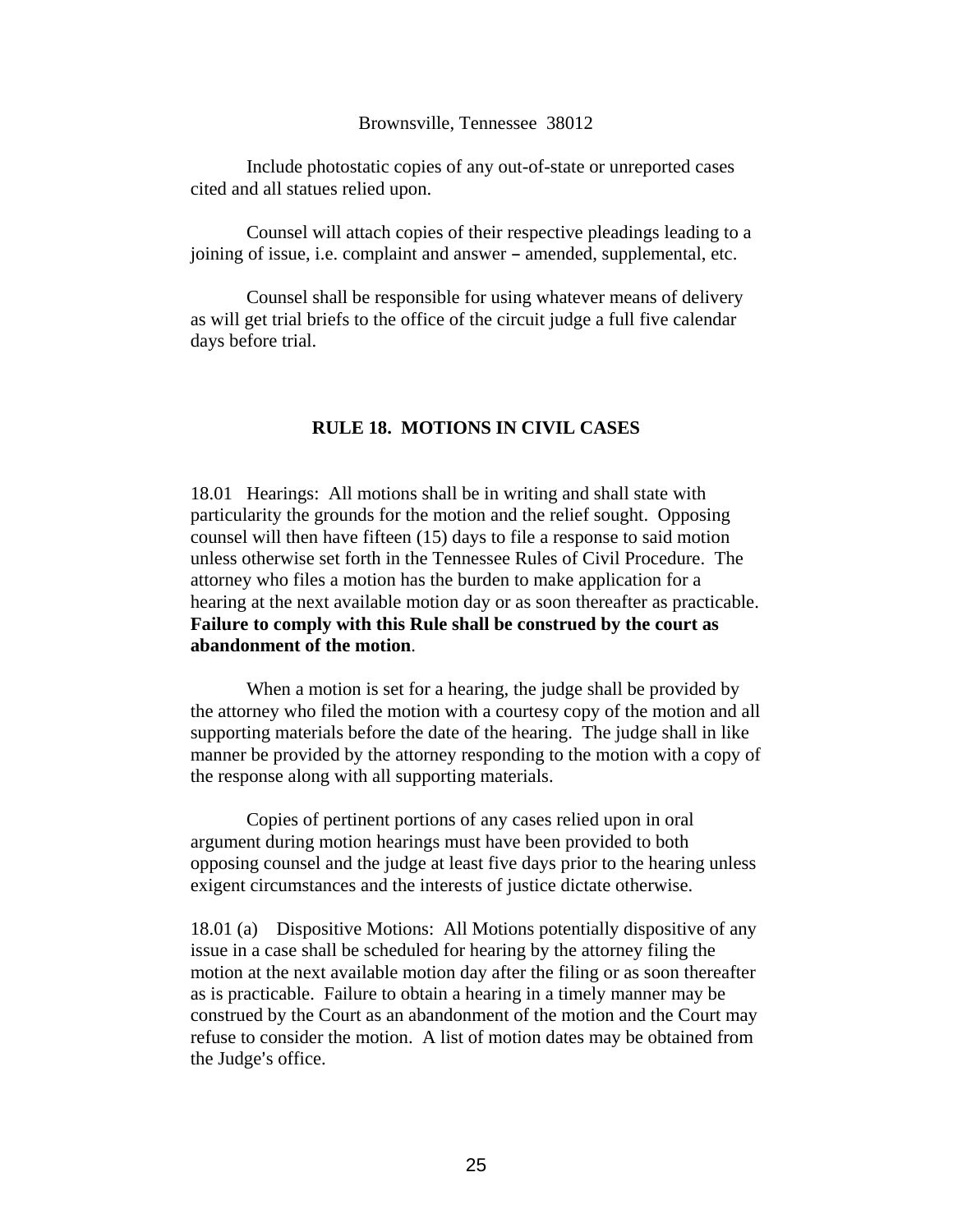Brownsville, Tennessee 38012

Include photostatic copies of any out-of-state or unreported cases cited and all statues relied upon.

Counsel will attach copies of their respective pleadings leading to a joining of issue, i.e. complaint and answer – amended, supplemental, etc.

Counsel shall be responsible for using whatever means of delivery as will get trial briefs to the office of the circuit judge a full five calendar days before trial.

## RULE 18. MOTIONS IN CIVIL CASES

18.01 Hearings: All motions shall be in writing and shall state with particularity the grounds for the motion and the relief sought. Opposing counsel will then have fifteen (15) days to file a response to said motion unless otherwise set forth in the Tennessee Rules of Civil Procedure. The attorney who files a motion has the burden to make application for a hearing at the next available motion day or as soon thereafter as practicable. **Failure to comply with this Rule shall be construed by the court as abandonment of the motion**.

When a motion is set for a hearing, the judge shall be provided by the attorney who filed the motion with a courtesy copy of the motion and all supporting materials before the date of the hearing. The judge shall in like manner be provided by the attorney responding to the motion with a copy of the response along with all supporting materials.

Copies of pertinent portions of any cases relied upon in oral argument during motion hearings must have been provided to both opposing counsel and the judge at least five days prior to the hearing unless exigent circumstances and the interests of justice dictate otherwise.

18.01 (a) Dispositive Motions: All Motions potentially dispositive of any issue in a case shall be scheduled for hearing by the attorney filing the motion at the next available motion day after the filing or as soon thereafter as is practicable. Failure to obtain a hearing in a timely manner may be construed by the Court as an abandonment of the motion and the Court may refuse to consider the motion. A list of motion dates may be obtained from the Judge's office.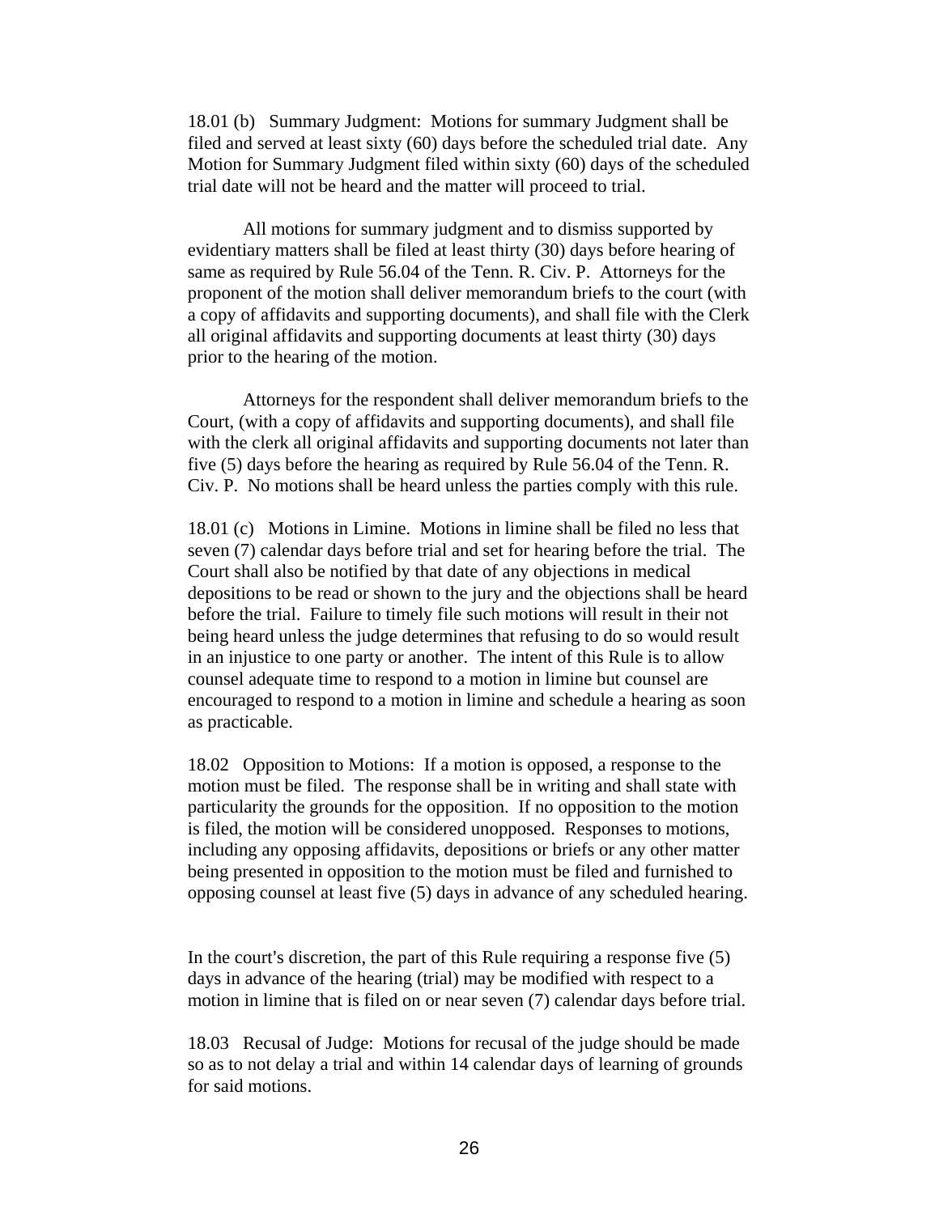18.01 (b) Summary Judgment: Motions for summary Judgment shall be filed and served at least sixty (60) days before the scheduled trial date. Any Motion for Summary Judgment filed within sixty (60) days of the scheduled trial date will not be heard and the matter will proceed to trial.

All motions for summary judgment and to dismiss supported by evidentiary matters shall be filed at least thirty (30) days before hearing of same as required by Rule 56.04 of the Tenn. R. Civ. P. Attorneys for the proponent of the motion shall deliver memorandum briefs to the court (with a copy of affidavits and supporting documents), and shall file with the Clerk all original affidavits and supporting documents at least thirty (30) days prior to the hearing of the motion.

Attorneys for the respondent shall deliver memorandum briefs to the Court, (with a copy of affidavits and supporting documents), and shall file with the clerk all original affidavits and supporting documents not later than five (5) days before the hearing as required by Rule 56.04 of the Tenn. R. Civ. P. No motions shall be heard unless the parties comply with this rule.

18.01 (c) Motions in Limine. Motions in limine shall be filed no less that seven (7) calendar days before trial and set for hearing before the trial. The Court shall also be notified by that date of any objections in medical depositions to be read or shown to the jury and the objections shall be heard before the trial. Failure to timely file such motions will result in their not being heard unless the judge determines that refusing to do so would result in an injustice to one party or another. The intent of this Rule is to allow counsel adequate time to respond to a motion in limine but counsel are encouraged to respond to a motion in limine and schedule a hearing as soon as practicable.

18.02 Opposition to Motions: If a motion is opposed, a response to the motion must be filed. The response shall be in writing and shall state with particularity the grounds for the opposition. If no opposition to the motion is filed, the motion will be considered unopposed. Responses to motions, including any opposing affidavits, depositions or briefs or any other matter being presented in opposition to the motion must be filed and furnished to opposing counsel at least five (5) days in advance of any scheduled hearing.

In the court's discretion, the part of this Rule requiring a response five (5) days in advance of the hearing (trial) may be modified with respect to a motion in limine that is filed on or near seven (7) calendar days before trial.

18.03 Recusal of Judge: Motions for recusal of the judge should be made so as to not delay a trial and within 14 calendar days of learning of grounds for said motions.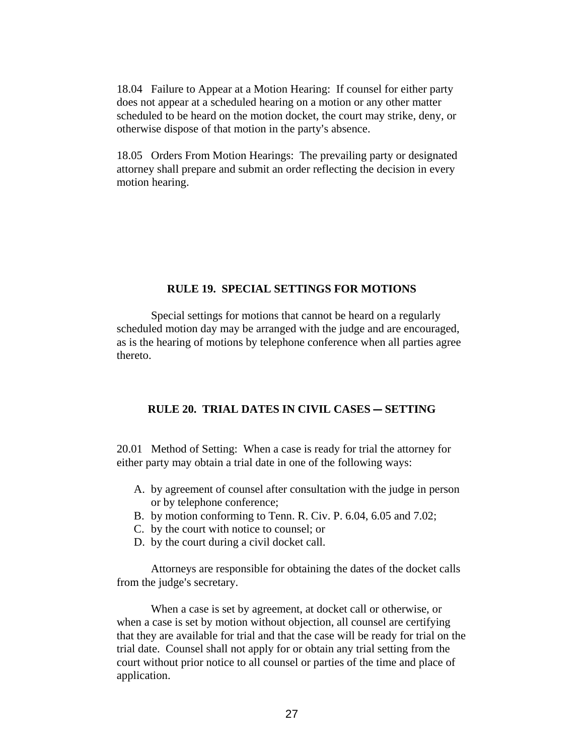18.04 Failure to Appear at a Motion Hearing: If counsel for either party does not appear at a scheduled hearing on a motion or any other matter scheduled to be heard on the motion docket, the court may strike, deny, or otherwise dispose of that motion in the party's absence.

18.05 Orders From Motion Hearings: The prevailing party or designated attorney shall prepare and submit an order reflecting the decision in every motion hearing.

## RULE 19. SPECIAL SETTINGS FOR MOTIONS

Special settings for motions that cannot be heard on a regularly scheduled motion day may be arranged with the judge and are encouraged, as is the hearing of motions by telephone conference when all parties agree thereto.

## RULE 20. TRIAL DATES IN CIVIL CASES ─ SETTING

20.01 Method of Setting: When a case is ready for trial the attorney for either party may obtain a trial date in one of the following ways:

A. by agreement of counsel after consultation with the judge in person or by telephone conference;
B. by motion conforming to Tenn. R. Civ. P. 6.04, 6.05 and 7.02;
C. by the court with notice to counsel; or
D. by the court during a civil docket call.

Attorneys are responsible for obtaining the dates of the docket calls from the judge's secretary.

When a case is set by agreement, at docket call or otherwise, or when a case is set by motion without objection, all counsel are certifying that they are available for trial and that the case will be ready for trial on the trial date. Counsel shall not apply for or obtain any trial setting from the court without prior notice to all counsel or parties of the time and place of application.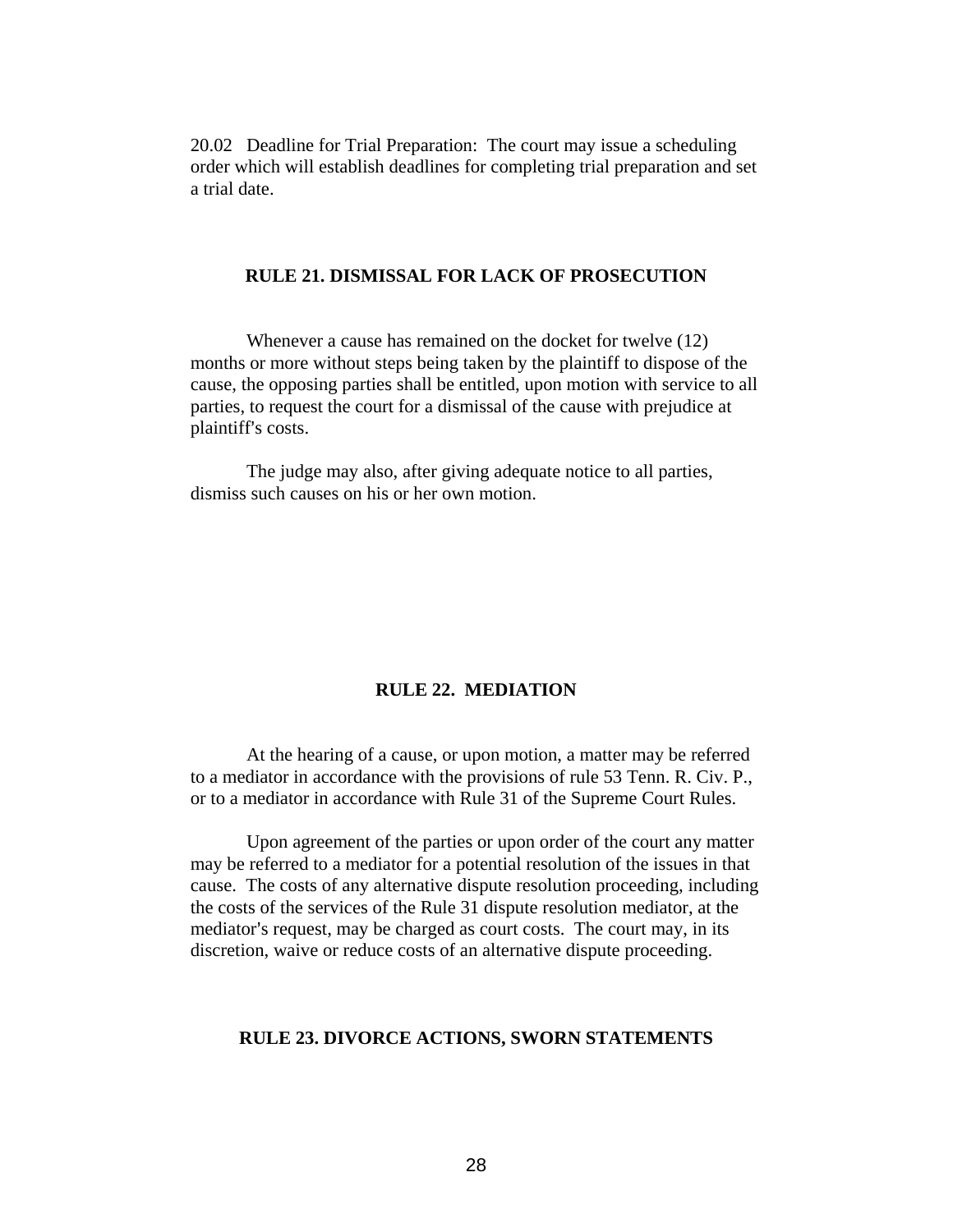20.02 Deadline for Trial Preparation: The court may issue a scheduling order which will establish deadlines for completing trial preparation and set a trial date.

## RULE 21. DISMISSAL FOR LACK OF PROSECUTION

Whenever a cause has remained on the docket for twelve (12) months or more without steps being taken by the plaintiff to dispose of the cause, the opposing parties shall be entitled, upon motion with service to all parties, to request the court for a dismissal of the cause with prejudice at plaintiff's costs.

The judge may also, after giving adequate notice to all parties, dismiss such causes on his or her own motion.

## RULE 22. MEDIATION

At the hearing of a cause, or upon motion, a matter may be referred to a mediator in accordance with the provisions of rule 53 Tenn. R. Civ. P., or to a mediator in accordance with Rule 31 of the Supreme Court Rules.

Upon agreement of the parties or upon order of the court any matter may be referred to a mediator for a potential resolution of the issues in that cause. The costs of any alternative dispute resolution proceeding, including the costs of the services of the Rule 31 dispute resolution mediator, at the mediator's request, may be charged as court costs. The court may, in its discretion, waive or reduce costs of an alternative dispute proceeding.

## RULE 23. DIVORCE ACTIONS, SWORN STATEMENTS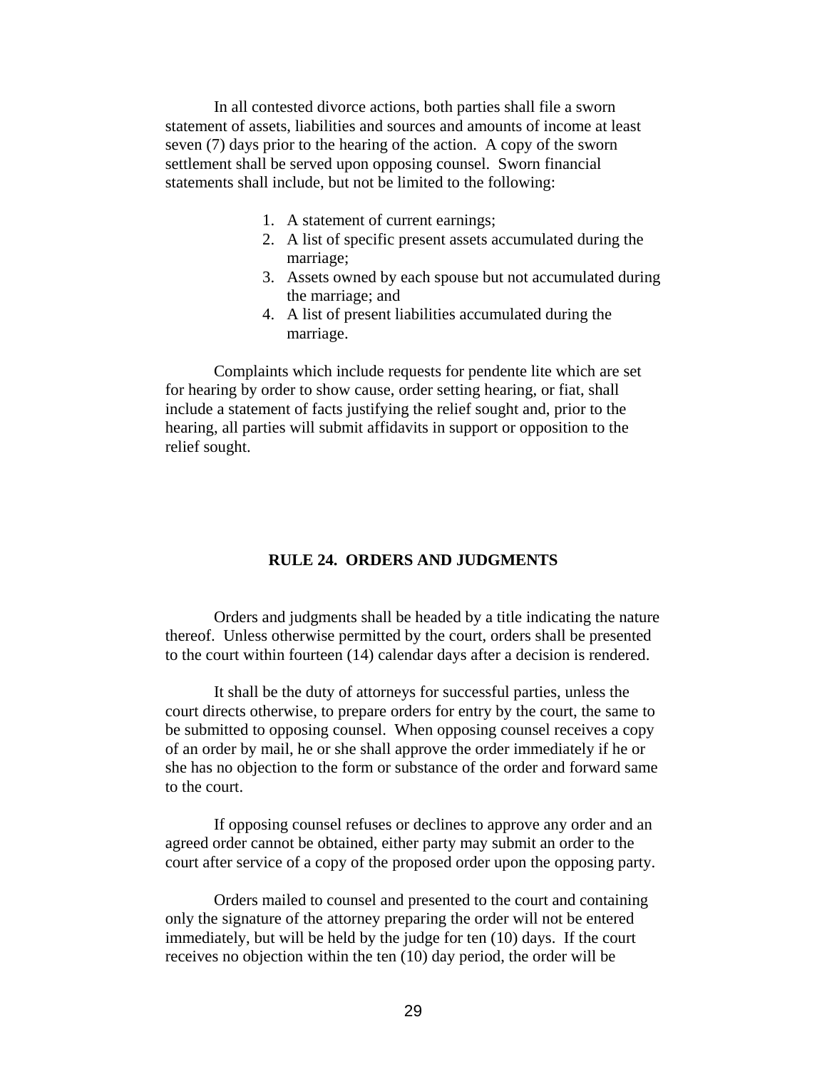In all contested divorce actions, both parties shall file a sworn statement of assets, liabilities and sources and amounts of income at least seven (7) days prior to the hearing of the action. A copy of the sworn settlement shall be served upon opposing counsel. Sworn financial statements shall include, but not be limited to the following:

1. A statement of current earnings;
2. A list of specific present assets accumulated during the marriage;
3. Assets owned by each spouse but not accumulated during the marriage; and
4. A list of present liabilities accumulated during the marriage.

Complaints which include requests for pendente lite which are set for hearing by order to show cause, order setting hearing, or fiat, shall include a statement of facts justifying the relief sought and, prior to the hearing, all parties will submit affidavits in support or opposition to the relief sought.

## RULE 24. ORDERS AND JUDGMENTS

Orders and judgments shall be headed by a title indicating the nature thereof. Unless otherwise permitted by the court, orders shall be presented to the court within fourteen (14) calendar days after a decision is rendered.

It shall be the duty of attorneys for successful parties, unless the court directs otherwise, to prepare orders for entry by the court, the same to be submitted to opposing counsel. When opposing counsel receives a copy of an order by mail, he or she shall approve the order immediately if he or she has no objection to the form or substance of the order and forward same to the court.

If opposing counsel refuses or declines to approve any order and an agreed order cannot be obtained, either party may submit an order to the court after service of a copy of the proposed order upon the opposing party.

Orders mailed to counsel and presented to the court and containing only the signature of the attorney preparing the order will not be entered immediately, but will be held by the judge for ten (10) days. If the court receives no objection within the ten (10) day period, the order will be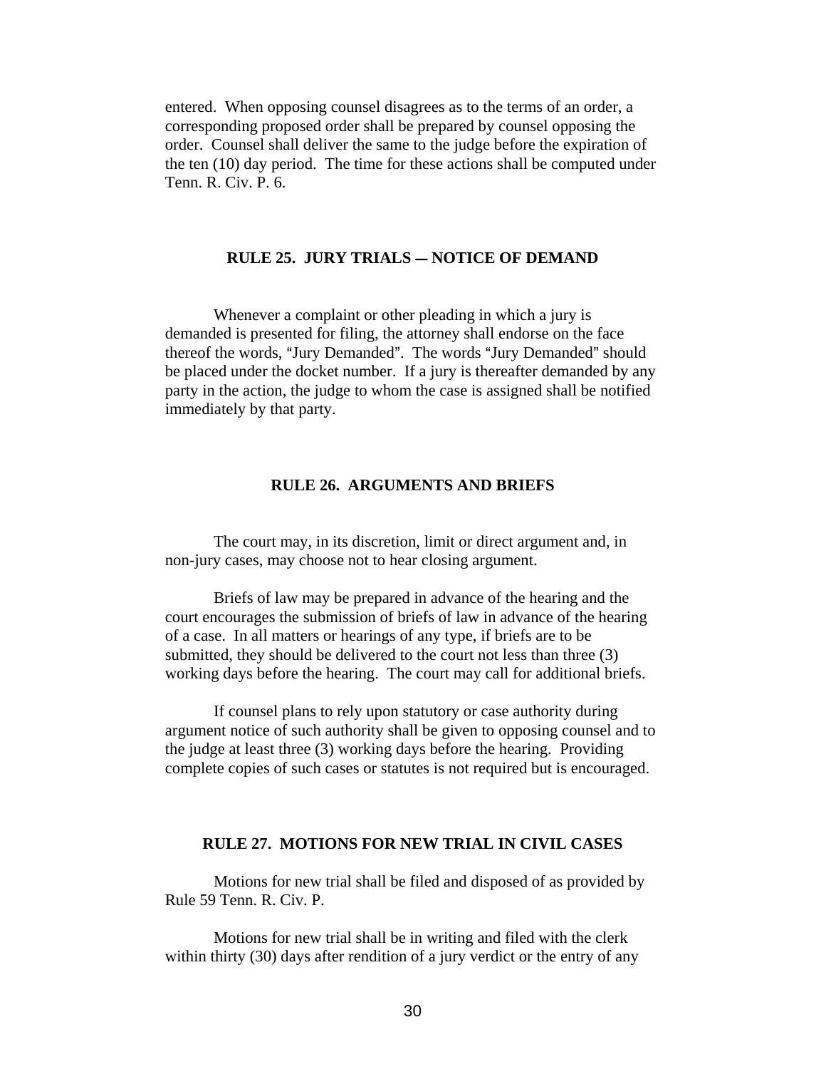entered. When opposing counsel disagrees as to the terms of an order, a corresponding proposed order shall be prepared by counsel opposing the order. Counsel shall deliver the same to the judge before the expiration of the ten (10) day period. The time for these actions shall be computed under Tenn. R. Civ. P. 6.

### RULE 25. JURY TRIALS — NOTICE OF DEMAND

Whenever a complaint or other pleading in which a jury is demanded is presented for filing, the attorney shall endorse on the face thereof the words, "Jury Demanded". The words "Jury Demanded" should be placed under the docket number. If a jury is thereafter demanded by any party in the action, the judge to whom the case is assigned shall be notified immediately by that party.

### RULE 26. ARGUMENTS AND BRIEFS

The court may, in its discretion, limit or direct argument and, in non-jury cases, may choose not to hear closing argument.

Briefs of law may be prepared in advance of the hearing and the court encourages the submission of briefs of law in advance of the hearing of a case. In all matters or hearings of any type, if briefs are to be submitted, they should be delivered to the court not less than three (3) working days before the hearing. The court may call for additional briefs.

If counsel plans to rely upon statutory or case authority during argument notice of such authority shall be given to opposing counsel and to the judge at least three (3) working days before the hearing. Providing complete copies of such cases or statutes is not required but is encouraged.

### RULE 27. MOTIONS FOR NEW TRIAL IN CIVIL CASES

Motions for new trial shall be filed and disposed of as provided by Rule 59 Tenn. R. Civ. P.

Motions for new trial shall be in writing and filed with the clerk within thirty (30) days after rendition of a jury verdict or the entry of any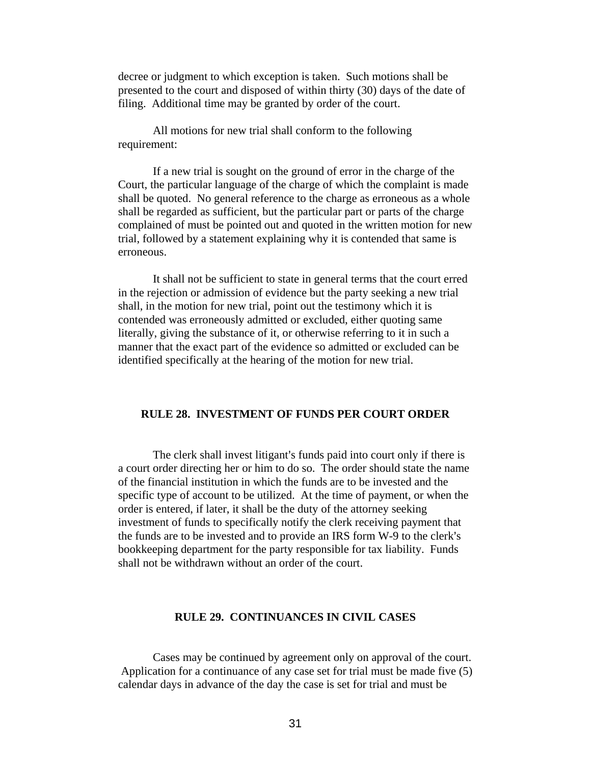decree or judgment to which exception is taken. Such motions shall be presented to the court and disposed of within thirty (30) days of the date of filing. Additional time may be granted by order of the court.

All motions for new trial shall conform to the following requirement:

If a new trial is sought on the ground of error in the charge of the Court, the particular language of the charge of which the complaint is made shall be quoted. No general reference to the charge as erroneous as a whole shall be regarded as sufficient, but the particular part or parts of the charge complained of must be pointed out and quoted in the written motion for new trial, followed by a statement explaining why it is contended that same is erroneous.

It shall not be sufficient to state in general terms that the court erred in the rejection or admission of evidence but the party seeking a new trial shall, in the motion for new trial, point out the testimony which it is contended was erroneously admitted or excluded, either quoting same literally, giving the substance of it, or otherwise referring to it in such a manner that the exact part of the evidence so admitted or excluded can be identified specifically at the hearing of the motion for new trial.

## RULE 28. INVESTMENT OF FUNDS PER COURT ORDER

The clerk shall invest litigant's funds paid into court only if there is a court order directing her or him to do so. The order should state the name of the financial institution in which the funds are to be invested and the specific type of account to be utilized. At the time of payment, or when the order is entered, if later, it shall be the duty of the attorney seeking investment of funds to specifically notify the clerk receiving payment that the funds are to be invested and to provide an IRS form W-9 to the clerk's bookkeeping department for the party responsible for tax liability. Funds shall not be withdrawn without an order of the court.

## RULE 29. CONTINUANCES IN CIVIL CASES

Cases may be continued by agreement only on approval of the court. Application for a continuance of any case set for trial must be made five (5) calendar days in advance of the day the case is set for trial and must be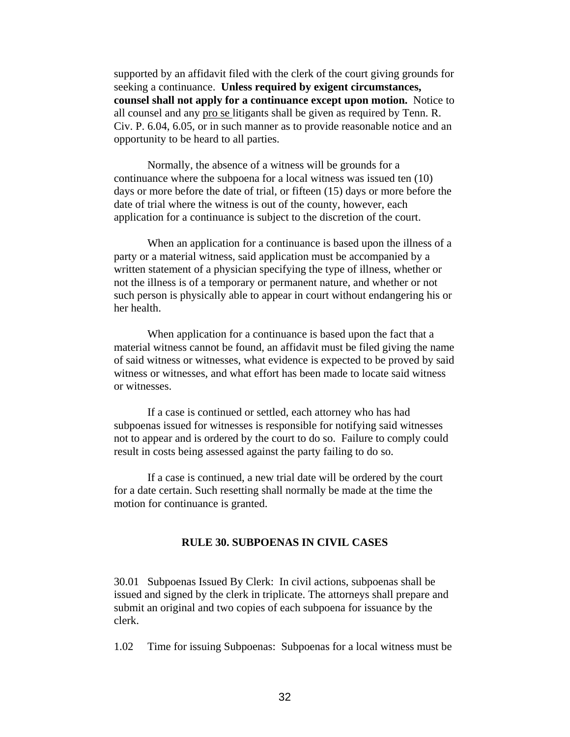supported by an affidavit filed with the clerk of the court giving grounds for seeking a continuance. **Unless required by exigent circumstances, counsel shall not apply for a continuance except upon motion.** Notice to all counsel and any pro se litigants shall be given as required by Tenn. R. Civ. P. 6.04, 6.05, or in such manner as to provide reasonable notice and an opportunity to be heard to all parties.

Normally, the absence of a witness will be grounds for a continuance where the subpoena for a local witness was issued ten (10) days or more before the date of trial, or fifteen (15) days or more before the date of trial where the witness is out of the county, however, each application for a continuance is subject to the discretion of the court.

When an application for a continuance is based upon the illness of a party or a material witness, said application must be accompanied by a written statement of a physician specifying the type of illness, whether or not the illness is of a temporary or permanent nature, and whether or not such person is physically able to appear in court without endangering his or her health.

When application for a continuance is based upon the fact that a material witness cannot be found, an affidavit must be filed giving the name of said witness or witnesses, what evidence is expected to be proved by said witness or witnesses, and what effort has been made to locate said witness or witnesses.

If a case is continued or settled, each attorney who has had subpoenas issued for witnesses is responsible for notifying said witnesses not to appear and is ordered by the court to do so. Failure to comply could result in costs being assessed against the party failing to do so.

If a case is continued, a new trial date will be ordered by the court for a date certain. Such resetting shall normally be made at the time the motion for continuance is granted.

## RULE 30. SUBPOENAS IN CIVIL CASES

30.01 Subpoenas Issued By Clerk: In civil actions, subpoenas shall be issued and signed by the clerk in triplicate. The attorneys shall prepare and submit an original and two copies of each subpoena for issuance by the clerk.

1.02 Time for issuing Subpoenas: Subpoenas for a local witness must be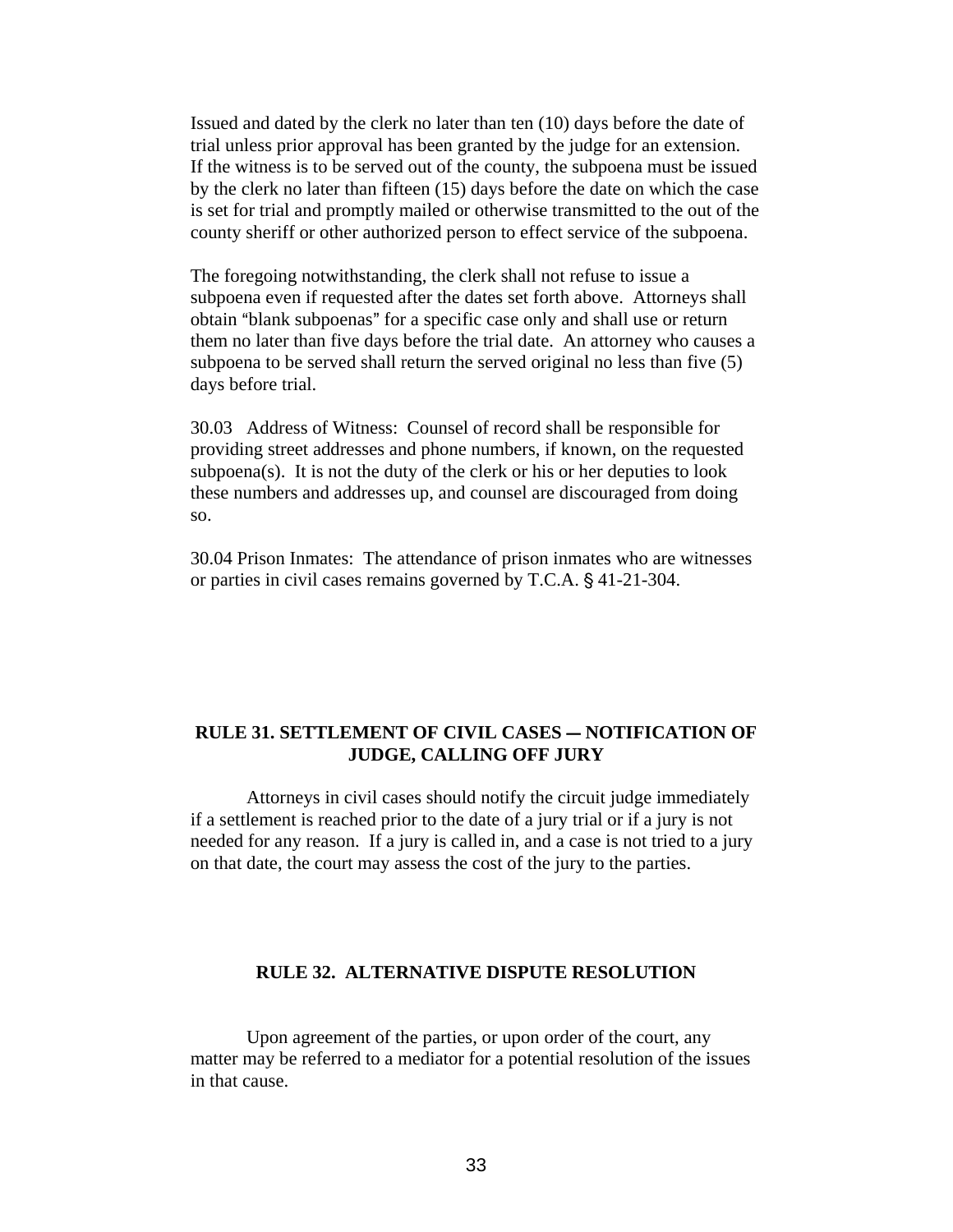Issued and dated by the clerk no later than ten (10) days before the date of trial unless prior approval has been granted by the judge for an extension. If the witness is to be served out of the county, the subpoena must be issued by the clerk no later than fifteen (15) days before the date on which the case is set for trial and promptly mailed or otherwise transmitted to the out of the county sheriff or other authorized person to effect service of the subpoena.

The foregoing notwithstanding, the clerk shall not refuse to issue a subpoena even if requested after the dates set forth above. Attorneys shall obtain "blank subpoenas" for a specific case only and shall use or return them no later than five days before the trial date. An attorney who causes a subpoena to be served shall return the served original no less than five (5) days before trial.

30.03 Address of Witness: Counsel of record shall be responsible for providing street addresses and phone numbers, if known, on the requested subpoena(s). It is not the duty of the clerk or his or her deputies to look these numbers and addresses up, and counsel are discouraged from doing so.

30.04 Prison Inmates: The attendance of prison inmates who are witnesses or parties in civil cases remains governed by T.C.A. § 41-21-304.

## RULE 31. SETTLEMENT OF CIVIL CASES — NOTIFICATION OF JUDGE, CALLING OFF JURY

Attorneys in civil cases should notify the circuit judge immediately if a settlement is reached prior to the date of a jury trial or if a jury is not needed for any reason. If a jury is called in, and a case is not tried to a jury on that date, the court may assess the cost of the jury to the parties.

## RULE 32. ALTERNATIVE DISPUTE RESOLUTION

Upon agreement of the parties, or upon order of the court, any matter may be referred to a mediator for a potential resolution of the issues in that cause.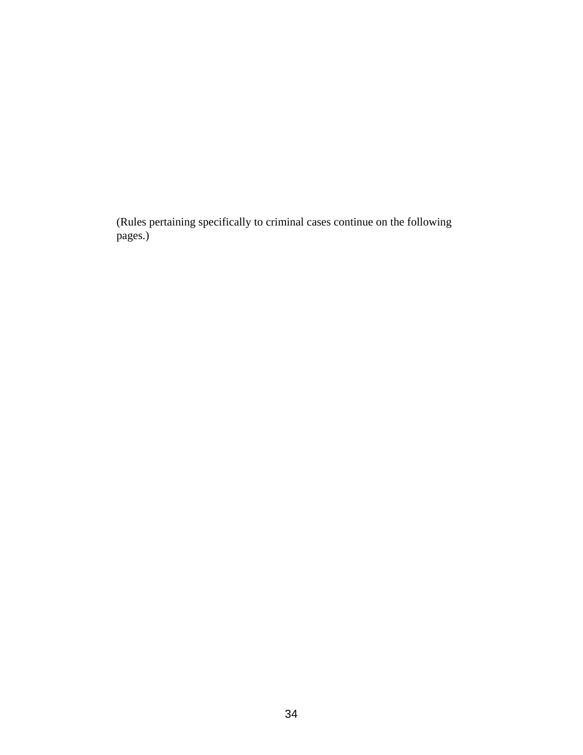(Rules pertaining specifically to criminal cases continue on the following pages.)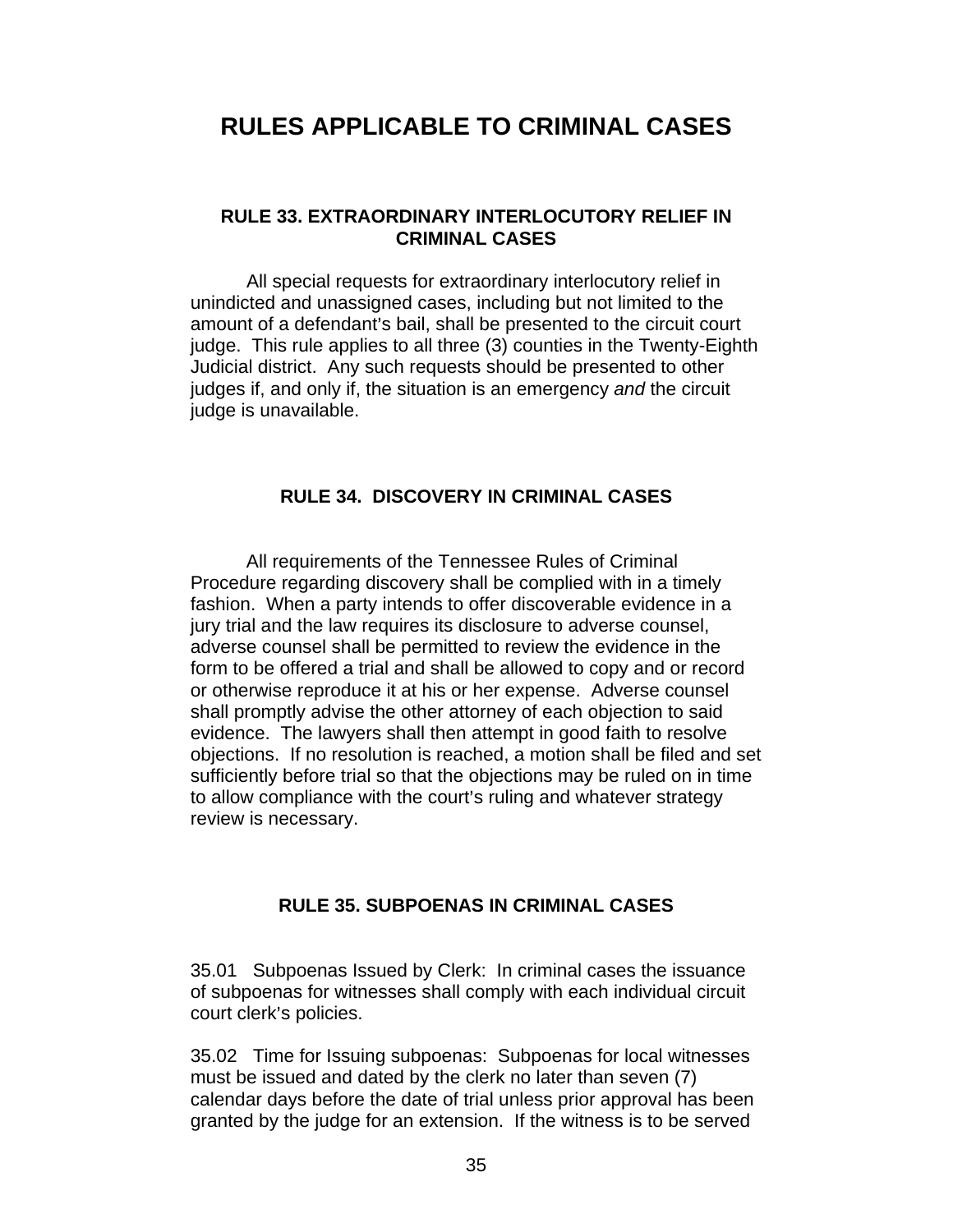# RULES APPLICABLE TO CRIMINAL CASES

### RULE 33. EXTRAORDINARY INTERLOCUTORY RELIEF IN CRIMINAL CASES

All special requests for extraordinary interlocutory relief in unindicted and unassigned cases, including but not limited to the amount of a defendant's bail, shall be presented to the circuit court judge. This rule applies to all three (3) counties in the Twenty-Eighth Judicial district. Any such requests should be presented to other judges if, and only if, the situation is an emergency *and* the circuit judge is unavailable.

### RULE 34. DISCOVERY IN CRIMINAL CASES

All requirements of the Tennessee Rules of Criminal Procedure regarding discovery shall be complied with in a timely fashion. When a party intends to offer discoverable evidence in a jury trial and the law requires its disclosure to adverse counsel, adverse counsel shall be permitted to review the evidence in the form to be offered a trial and shall be allowed to copy and or record or otherwise reproduce it at his or her expense. Adverse counsel shall promptly advise the other attorney of each objection to said evidence. The lawyers shall then attempt in good faith to resolve objections. If no resolution is reached, a motion shall be filed and set sufficiently before trial so that the objections may be ruled on in time to allow compliance with the court's ruling and whatever strategy review is necessary.

### RULE 35. SUBPOENAS IN CRIMINAL CASES

35.01 Subpoenas Issued by Clerk: In criminal cases the issuance of subpoenas for witnesses shall comply with each individual circuit court clerk's policies.

35.02 Time for Issuing subpoenas: Subpoenas for local witnesses must be issued and dated by the clerk no later than seven (7) calendar days before the date of trial unless prior approval has been granted by the judge for an extension. If the witness is to be served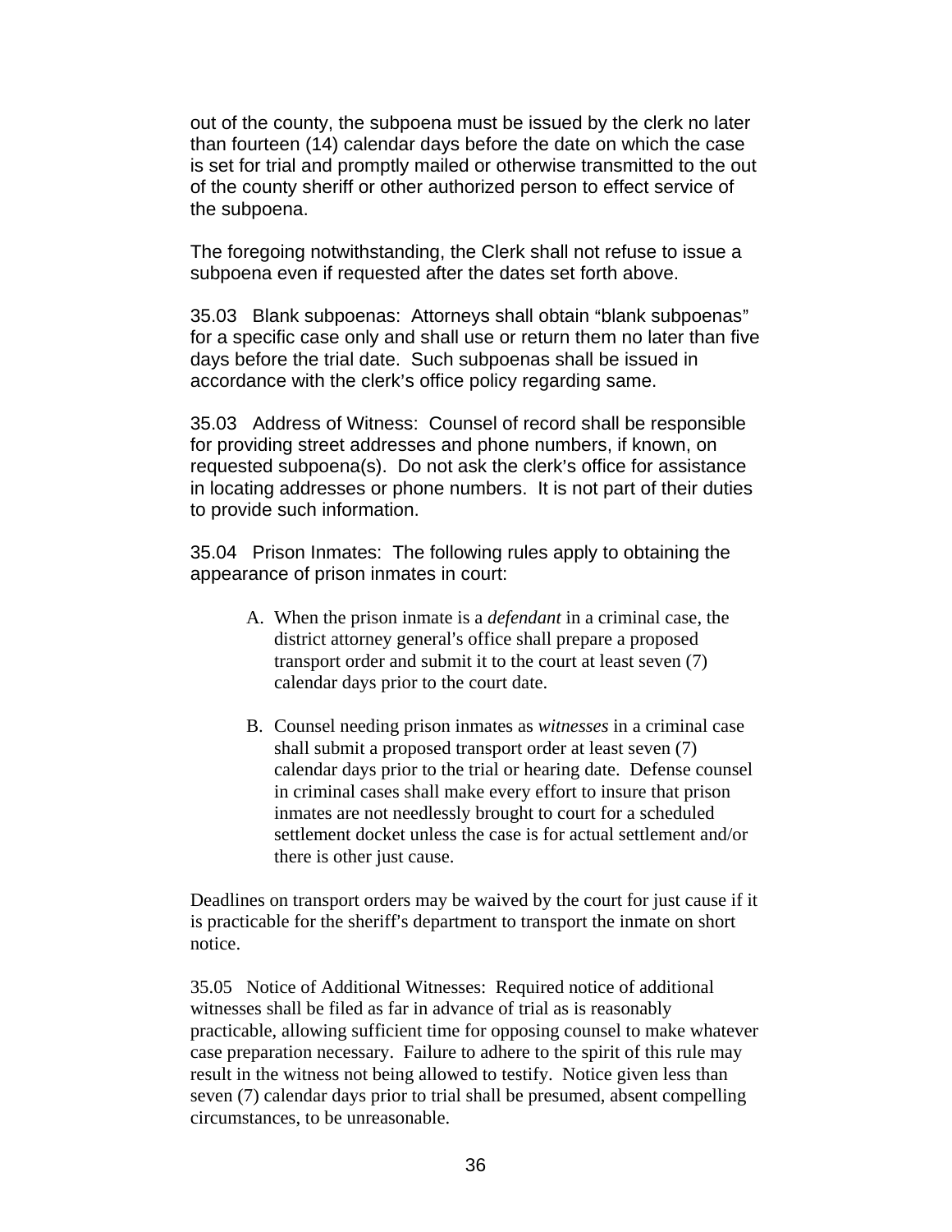out of the county, the subpoena must be issued by the clerk no later than fourteen (14) calendar days before the date on which the case is set for trial and promptly mailed or otherwise transmitted to the out of the county sheriff or other authorized person to effect service of the subpoena.

The foregoing notwithstanding, the Clerk shall not refuse to issue a subpoena even if requested after the dates set forth above.

35.03 Blank subpoenas: Attorneys shall obtain "blank subpoenas" for a specific case only and shall use or return them no later than five days before the trial date. Such subpoenas shall be issued in accordance with the clerk's office policy regarding same.

35.03 Address of Witness: Counsel of record shall be responsible for providing street addresses and phone numbers, if known, on requested subpoena(s). Do not ask the clerk's office for assistance in locating addresses or phone numbers. It is not part of their duties to provide such information.

35.04 Prison Inmates: The following rules apply to obtaining the appearance of prison inmates in court:

A. When the prison inmate is a *defendant* in a criminal case, the district attorney general's office shall prepare a proposed transport order and submit it to the court at least seven (7) calendar days prior to the court date.

B. Counsel needing prison inmates as *witnesses* in a criminal case shall submit a proposed transport order at least seven (7) calendar days prior to the trial or hearing date. Defense counsel in criminal cases shall make every effort to insure that prison inmates are not needlessly brought to court for a scheduled settlement docket unless the case is for actual settlement and/or there is other just cause.

Deadlines on transport orders may be waived by the court for just cause if it is practicable for the sheriff's department to transport the inmate on short notice.

35.05 Notice of Additional Witnesses: Required notice of additional witnesses shall be filed as far in advance of trial as is reasonably practicable, allowing sufficient time for opposing counsel to make whatever case preparation necessary. Failure to adhere to the spirit of this rule may result in the witness not being allowed to testify. Notice given less than seven (7) calendar days prior to trial shall be presumed, absent compelling circumstances, to be unreasonable.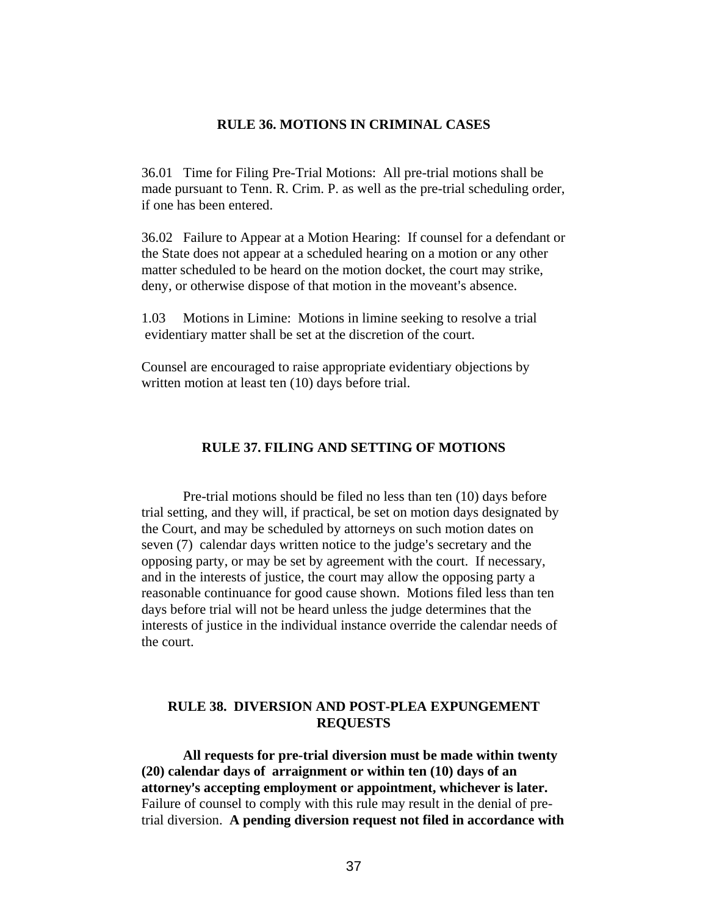## RULE 36. MOTIONS IN CRIMINAL CASES

36.01 Time for Filing Pre-Trial Motions: All pre-trial motions shall be made pursuant to Tenn. R. Crim. P. as well as the pre-trial scheduling order, if one has been entered.

36.02 Failure to Appear at a Motion Hearing: If counsel for a defendant or the State does not appear at a scheduled hearing on a motion or any other matter scheduled to be heard on the motion docket, the court may strike, deny, or otherwise dispose of that motion in the moveant's absence.

1.03 Motions in Limine: Motions in limine seeking to resolve a trial evidentiary matter shall be set at the discretion of the court.

Counsel are encouraged to raise appropriate evidentiary objections by written motion at least ten (10) days before trial.

## RULE 37. FILING AND SETTING OF MOTIONS

Pre-trial motions should be filed no less than ten (10) days before trial setting, and they will, if practical, be set on motion days designated by the Court, and may be scheduled by attorneys on such motion dates on seven (7) calendar days written notice to the judge's secretary and the opposing party, or may be set by agreement with the court. If necessary, and in the interests of justice, the court may allow the opposing party a reasonable continuance for good cause shown. Motions filed less than ten days before trial will not be heard unless the judge determines that the interests of justice in the individual instance override the calendar needs of the court.

## RULE 38. DIVERSION AND POST-PLEA EXPUNGEMENT REQUESTS

**All requests for pre-trial diversion must be made within twenty (20) calendar days of arraignment or within ten (10) days of an attorney's accepting employment or appointment, whichever is later.** Failure of counsel to comply with this rule may result in the denial of pre-trial diversion. **A pending diversion request not filed in accordance with**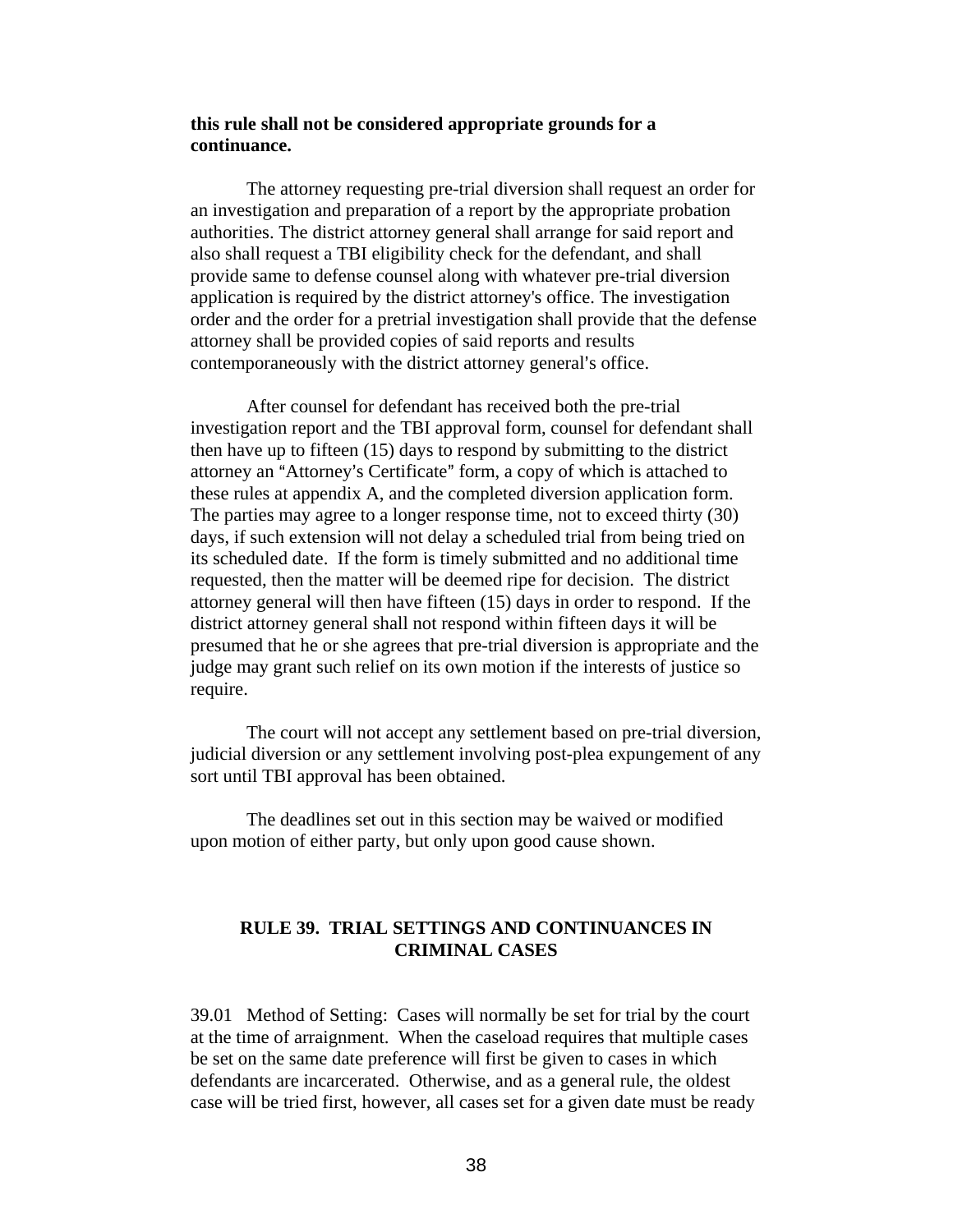**this rule shall not be considered appropriate grounds for a continuance.**

The attorney requesting pre-trial diversion shall request an order for an investigation and preparation of a report by the appropriate probation authorities. The district attorney general shall arrange for said report and also shall request a TBI eligibility check for the defendant, and shall provide same to defense counsel along with whatever pre-trial diversion application is required by the district attorney's office. The investigation order and the order for a pretrial investigation shall provide that the defense attorney shall be provided copies of said reports and results contemporaneously with the district attorney general's office.

After counsel for defendant has received both the pre-trial investigation report and the TBI approval form, counsel for defendant shall then have up to fifteen (15) days to respond by submitting to the district attorney an "Attorney's Certificate" form, a copy of which is attached to these rules at appendix A, and the completed diversion application form. The parties may agree to a longer response time, not to exceed thirty (30) days, if such extension will not delay a scheduled trial from being tried on its scheduled date. If the form is timely submitted and no additional time requested, then the matter will be deemed ripe for decision. The district attorney general will then have fifteen (15) days in order to respond. If the district attorney general shall not respond within fifteen days it will be presumed that he or she agrees that pre-trial diversion is appropriate and the judge may grant such relief on its own motion if the interests of justice so require.

The court will not accept any settlement based on pre-trial diversion, judicial diversion or any settlement involving post-plea expungement of any sort until TBI approval has been obtained.

The deadlines set out in this section may be waived or modified upon motion of either party, but only upon good cause shown.

## RULE 39. TRIAL SETTINGS AND CONTINUANCES IN CRIMINAL CASES

39.01 Method of Setting: Cases will normally be set for trial by the court at the time of arraignment. When the caseload requires that multiple cases be set on the same date preference will first be given to cases in which defendants are incarcerated. Otherwise, and as a general rule, the oldest case will be tried first, however, all cases set for a given date must be ready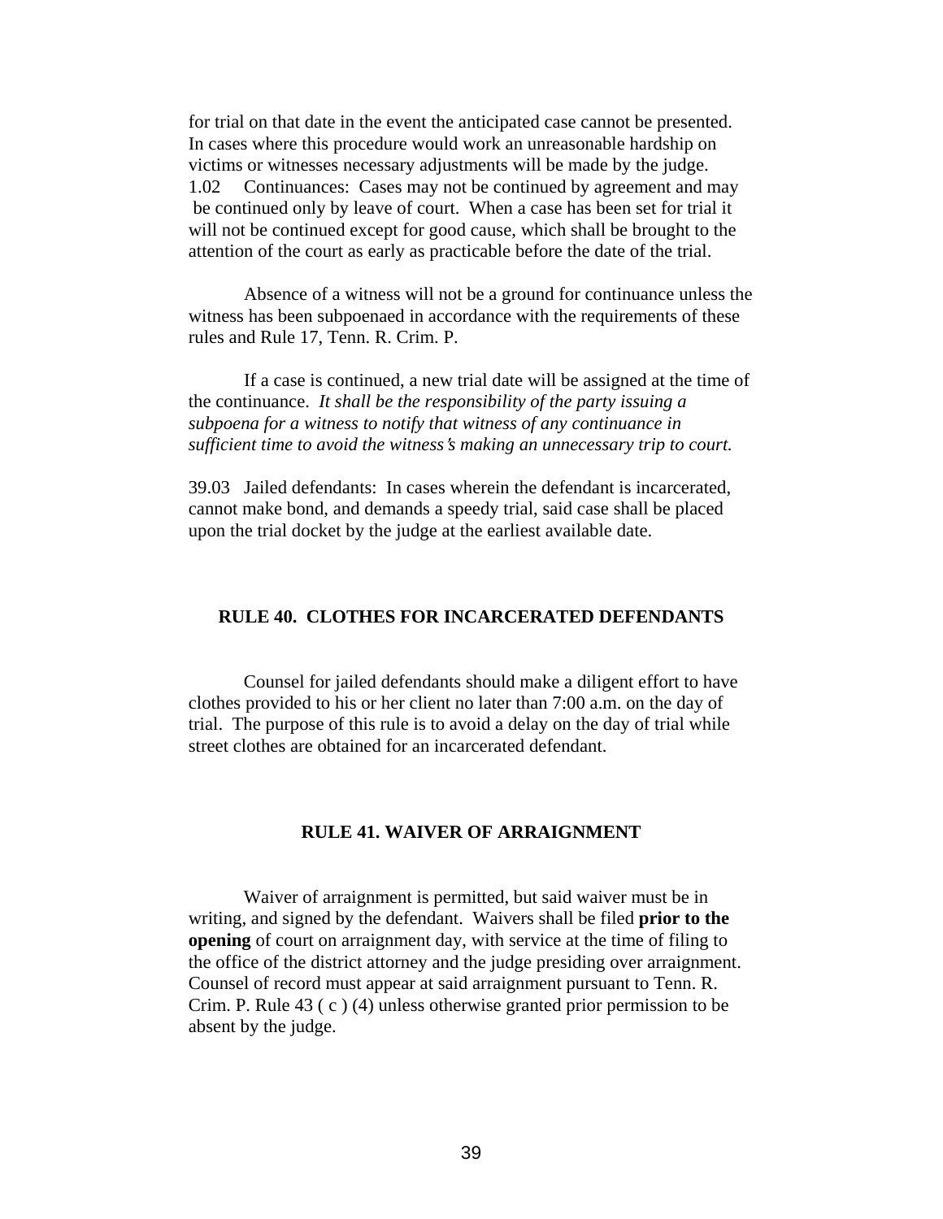for trial on that date in the event the anticipated case cannot be presented. In cases where this procedure would work an unreasonable hardship on victims or witnesses necessary adjustments will be made by the judge.

1.02 Continuances: Cases may not be continued by agreement and may be continued only by leave of court. When a case has been set for trial it will not be continued except for good cause, which shall be brought to the attention of the court as early as practicable before the date of the trial.

Absence of a witness will not be a ground for continuance unless the witness has been subpoenaed in accordance with the requirements of these rules and Rule 17, Tenn. R. Crim. P.

If a case is continued, a new trial date will be assigned at the time of the continuance. *It shall be the responsibility of the party issuing a subpoena for a witness to notify that witness of any continuance in sufficient time to avoid the witness's making an unnecessary trip to court.*

39.03 Jailed defendants: In cases wherein the defendant is incarcerated, cannot make bond, and demands a speedy trial, said case shall be placed upon the trial docket by the judge at the earliest available date.

## RULE 40. CLOTHES FOR INCARCERATED DEFENDANTS

Counsel for jailed defendants should make a diligent effort to have clothes provided to his or her client no later than 7:00 a.m. on the day of trial. The purpose of this rule is to avoid a delay on the day of trial while street clothes are obtained for an incarcerated defendant.

## RULE 41. WAIVER OF ARRAIGNMENT

Waiver of arraignment is permitted, but said waiver must be in writing, and signed by the defendant. Waivers shall be filed **prior to the opening** of court on arraignment day, with service at the time of filing to the office of the district attorney and the judge presiding over arraignment. Counsel of record must appear at said arraignment pursuant to Tenn. R. Crim. P. Rule 43 ( c ) (4) unless otherwise granted prior permission to be absent by the judge.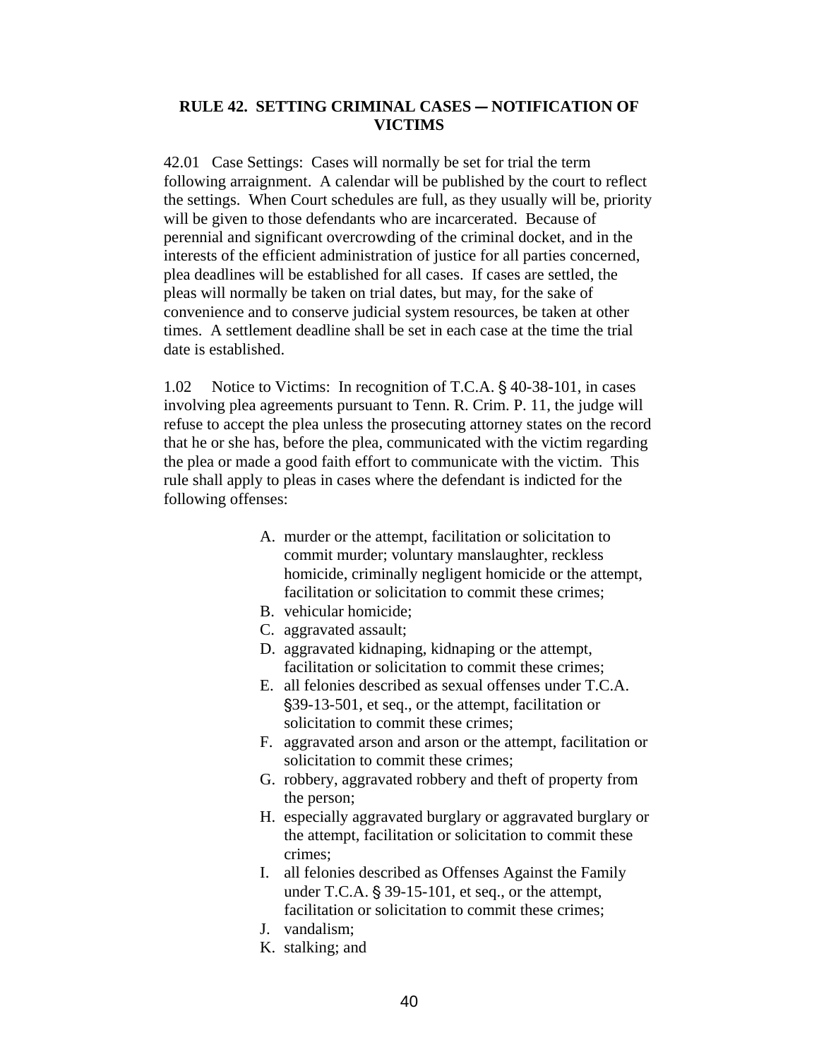## RULE 42. SETTING CRIMINAL CASES — NOTIFICATION OF VICTIMS

42.01 Case Settings: Cases will normally be set for trial the term following arraignment. A calendar will be published by the court to reflect the settings. When Court schedules are full, as they usually will be, priority will be given to those defendants who are incarcerated. Because of perennial and significant overcrowding of the criminal docket, and in the interests of the efficient administration of justice for all parties concerned, plea deadlines will be established for all cases. If cases are settled, the pleas will normally be taken on trial dates, but may, for the sake of convenience and to conserve judicial system resources, be taken at other times. A settlement deadline shall be set in each case at the time the trial date is established.

1.02 Notice to Victims: In recognition of T.C.A. § 40-38-101, in cases involving plea agreements pursuant to Tenn. R. Crim. P. 11, the judge will refuse to accept the plea unless the prosecuting attorney states on the record that he or she has, before the plea, communicated with the victim regarding the plea or made a good faith effort to communicate with the victim. This rule shall apply to pleas in cases where the defendant is indicted for the following offenses:

A. murder or the attempt, facilitation or solicitation to commit murder; voluntary manslaughter, reckless homicide, criminally negligent homicide or the attempt, facilitation or solicitation to commit these crimes;
B. vehicular homicide;
C. aggravated assault;
D. aggravated kidnaping, kidnaping or the attempt, facilitation or solicitation to commit these crimes;
E. all felonies described as sexual offenses under T.C.A. §39-13-501, et seq., or the attempt, facilitation or solicitation to commit these crimes;
F. aggravated arson and arson or the attempt, facilitation or solicitation to commit these crimes;
G. robbery, aggravated robbery and theft of property from the person;
H. especially aggravated burglary or aggravated burglary or the attempt, facilitation or solicitation to commit these crimes;
I. all felonies described as Offenses Against the Family under T.C.A. § 39-15-101, et seq., or the attempt, facilitation or solicitation to commit these crimes;
J. vandalism;
K. stalking; and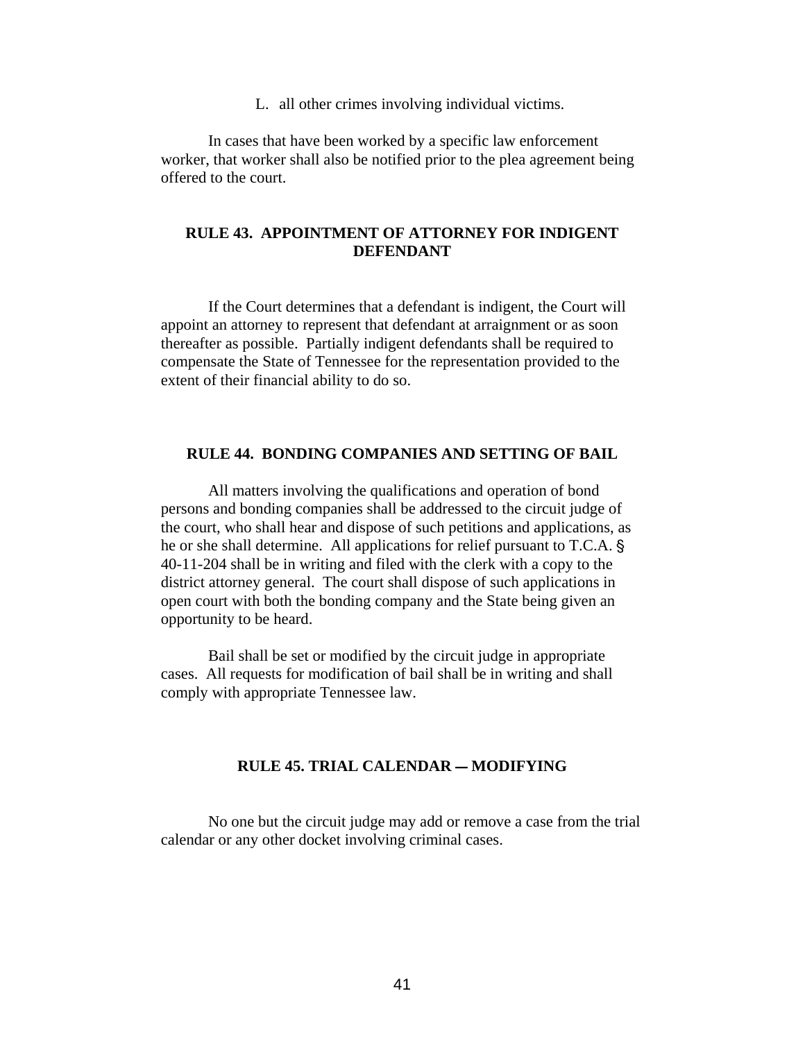L. all other crimes involving individual victims.

In cases that have been worked by a specific law enforcement worker, that worker shall also be notified prior to the plea agreement being offered to the court.

## RULE 43. APPOINTMENT OF ATTORNEY FOR INDIGENT DEFENDANT

If the Court determines that a defendant is indigent, the Court will appoint an attorney to represent that defendant at arraignment or as soon thereafter as possible. Partially indigent defendants shall be required to compensate the State of Tennessee for the representation provided to the extent of their financial ability to do so.

## RULE 44. BONDING COMPANIES AND SETTING OF BAIL

All matters involving the qualifications and operation of bond persons and bonding companies shall be addressed to the circuit judge of the court, who shall hear and dispose of such petitions and applications, as he or she shall determine. All applications for relief pursuant to T.C.A. § 40-11-204 shall be in writing and filed with the clerk with a copy to the district attorney general. The court shall dispose of such applications in open court with both the bonding company and the State being given an opportunity to be heard.

Bail shall be set or modified by the circuit judge in appropriate cases. All requests for modification of bail shall be in writing and shall comply with appropriate Tennessee law.

## RULE 45. TRIAL CALENDAR — MODIFYING

No one but the circuit judge may add or remove a case from the trial calendar or any other docket involving criminal cases.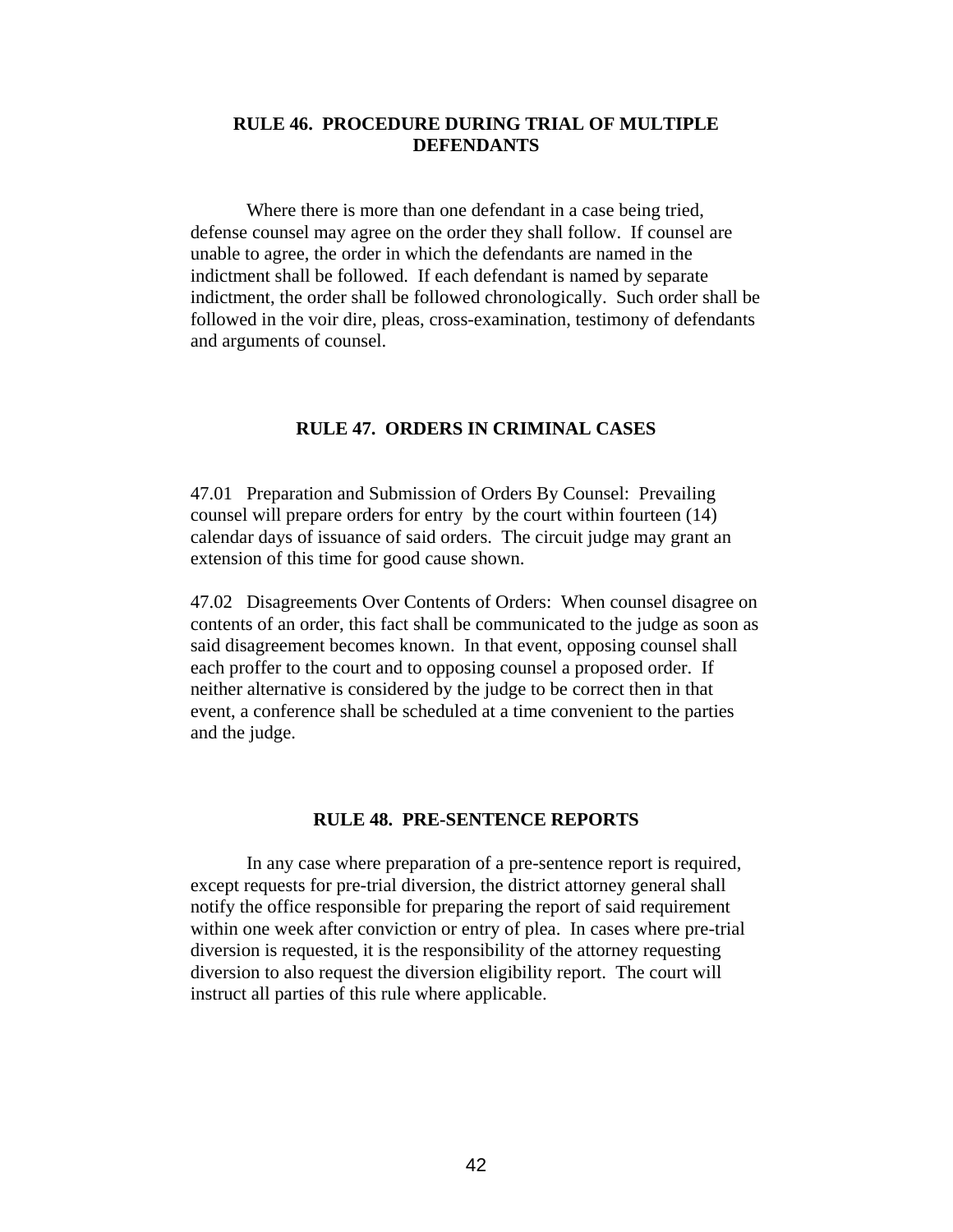## RULE 46. PROCEDURE DURING TRIAL OF MULTIPLE DEFENDANTS

Where there is more than one defendant in a case being tried, defense counsel may agree on the order they shall follow. If counsel are unable to agree, the order in which the defendants are named in the indictment shall be followed. If each defendant is named by separate indictment, the order shall be followed chronologically. Such order shall be followed in the voir dire, pleas, cross-examination, testimony of defendants and arguments of counsel.

## RULE 47. ORDERS IN CRIMINAL CASES

47.01 Preparation and Submission of Orders By Counsel: Prevailing counsel will prepare orders for entry by the court within fourteen (14) calendar days of issuance of said orders. The circuit judge may grant an extension of this time for good cause shown.

47.02 Disagreements Over Contents of Orders: When counsel disagree on contents of an order, this fact shall be communicated to the judge as soon as said disagreement becomes known. In that event, opposing counsel shall each proffer to the court and to opposing counsel a proposed order. If neither alternative is considered by the judge to be correct then in that event, a conference shall be scheduled at a time convenient to the parties and the judge.

## RULE 48. PRE-SENTENCE REPORTS

In any case where preparation of a pre-sentence report is required, except requests for pre-trial diversion, the district attorney general shall notify the office responsible for preparing the report of said requirement within one week after conviction or entry of plea. In cases where pre-trial diversion is requested, it is the responsibility of the attorney requesting diversion to also request the diversion eligibility report. The court will instruct all parties of this rule where applicable.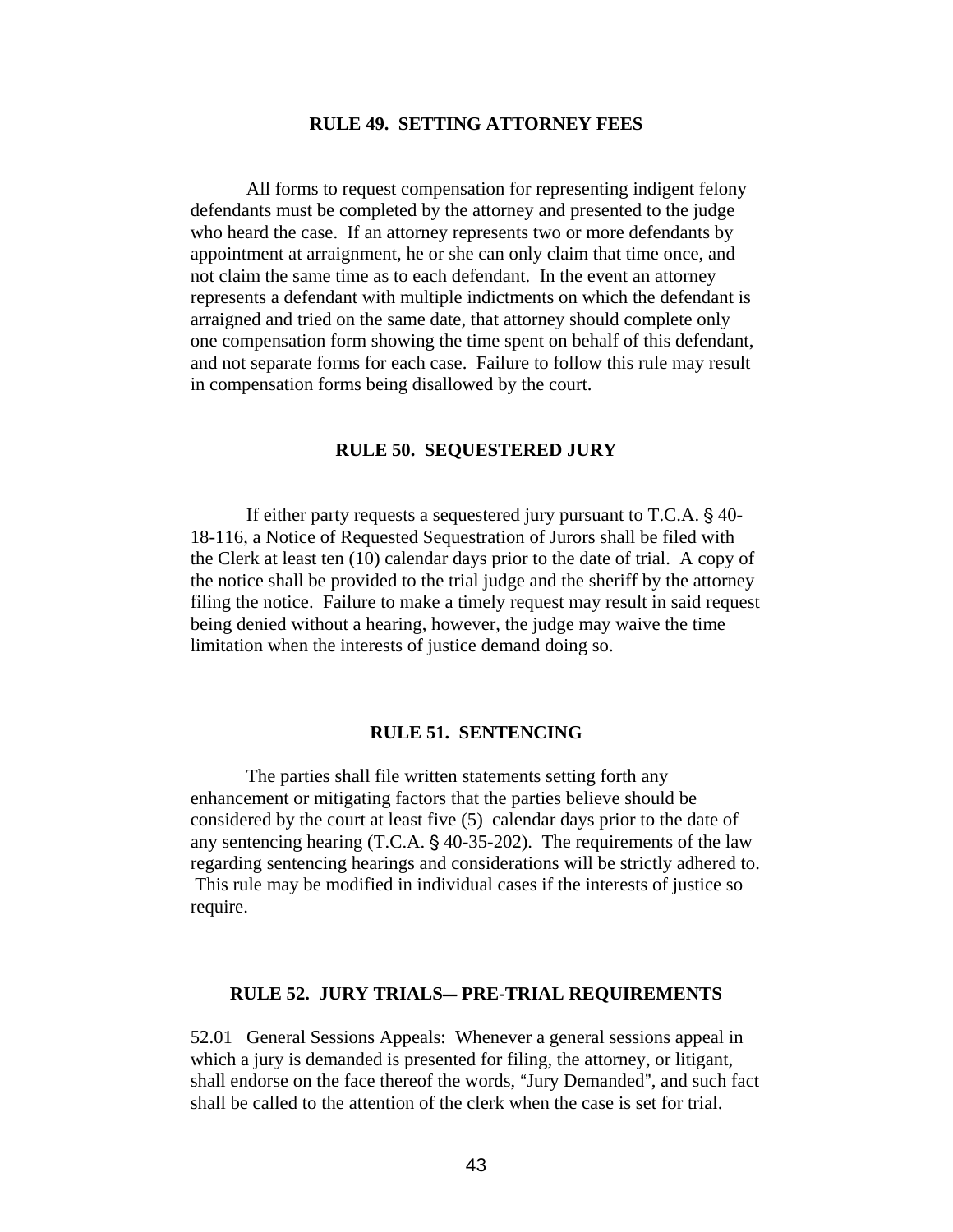## RULE 49. SETTING ATTORNEY FEES

All forms to request compensation for representing indigent felony defendants must be completed by the attorney and presented to the judge who heard the case. If an attorney represents two or more defendants by appointment at arraignment, he or she can only claim that time once, and not claim the same time as to each defendant. In the event an attorney represents a defendant with multiple indictments on which the defendant is arraigned and tried on the same date, that attorney should complete only one compensation form showing the time spent on behalf of this defendant, and not separate forms for each case. Failure to follow this rule may result in compensation forms being disallowed by the court.

## RULE 50. SEQUESTERED JURY

If either party requests a sequestered jury pursuant to T.C.A. § 40-18-116, a Notice of Requested Sequestration of Jurors shall be filed with the Clerk at least ten (10) calendar days prior to the date of trial. A copy of the notice shall be provided to the trial judge and the sheriff by the attorney filing the notice. Failure to make a timely request may result in said request being denied without a hearing, however, the judge may waive the time limitation when the interests of justice demand doing so.

## RULE 51. SENTENCING

The parties shall file written statements setting forth any enhancement or mitigating factors that the parties believe should be considered by the court at least five (5) calendar days prior to the date of any sentencing hearing (T.C.A. § 40-35-202). The requirements of the law regarding sentencing hearings and considerations will be strictly adhered to. This rule may be modified in individual cases if the interests of justice so require.

## RULE 52. JURY TRIALS— PRE-TRIAL REQUIREMENTS

52.01 General Sessions Appeals: Whenever a general sessions appeal in which a jury is demanded is presented for filing, the attorney, or litigant, shall endorse on the face thereof the words, "Jury Demanded", and such fact shall be called to the attention of the clerk when the case is set for trial.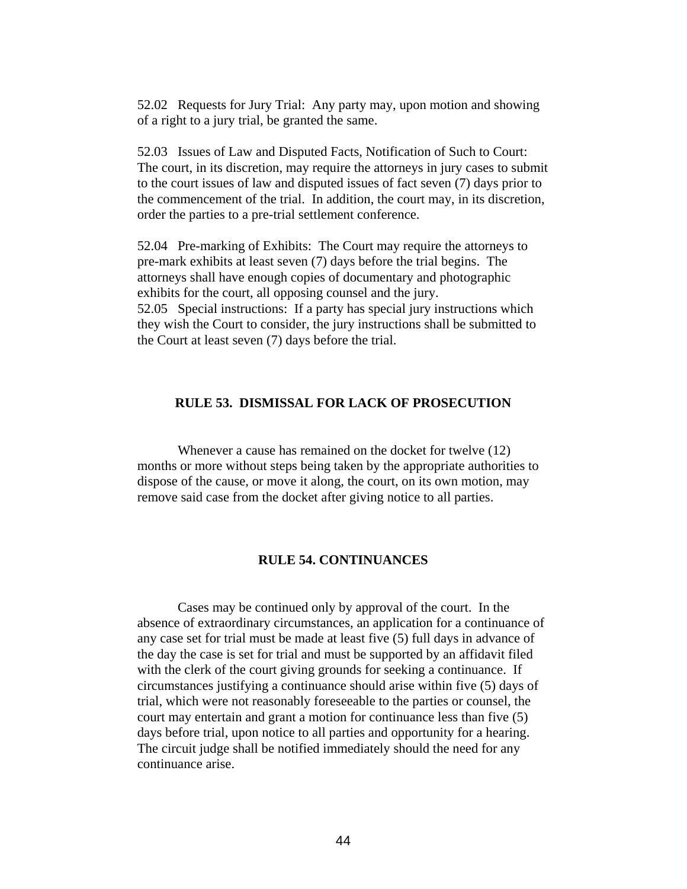52.02 Requests for Jury Trial: Any party may, upon motion and showing of a right to a jury trial, be granted the same.

52.03 Issues of Law and Disputed Facts, Notification of Such to Court: The court, in its discretion, may require the attorneys in jury cases to submit to the court issues of law and disputed issues of fact seven (7) days prior to the commencement of the trial. In addition, the court may, in its discretion, order the parties to a pre-trial settlement conference.

52.04 Pre-marking of Exhibits: The Court may require the attorneys to pre-mark exhibits at least seven (7) days before the trial begins. The attorneys shall have enough copies of documentary and photographic exhibits for the court, all opposing counsel and the jury.

52.05 Special instructions: If a party has special jury instructions which they wish the Court to consider, the jury instructions shall be submitted to the Court at least seven (7) days before the trial.

## RULE 53. DISMISSAL FOR LACK OF PROSECUTION

Whenever a cause has remained on the docket for twelve (12) months or more without steps being taken by the appropriate authorities to dispose of the cause, or move it along, the court, on its own motion, may remove said case from the docket after giving notice to all parties.

## RULE 54. CONTINUANCES

Cases may be continued only by approval of the court. In the absence of extraordinary circumstances, an application for a continuance of any case set for trial must be made at least five (5) full days in advance of the day the case is set for trial and must be supported by an affidavit filed with the clerk of the court giving grounds for seeking a continuance. If circumstances justifying a continuance should arise within five (5) days of trial, which were not reasonably foreseeable to the parties or counsel, the court may entertain and grant a motion for continuance less than five (5) days before trial, upon notice to all parties and opportunity for a hearing. The circuit judge shall be notified immediately should the need for any continuance arise.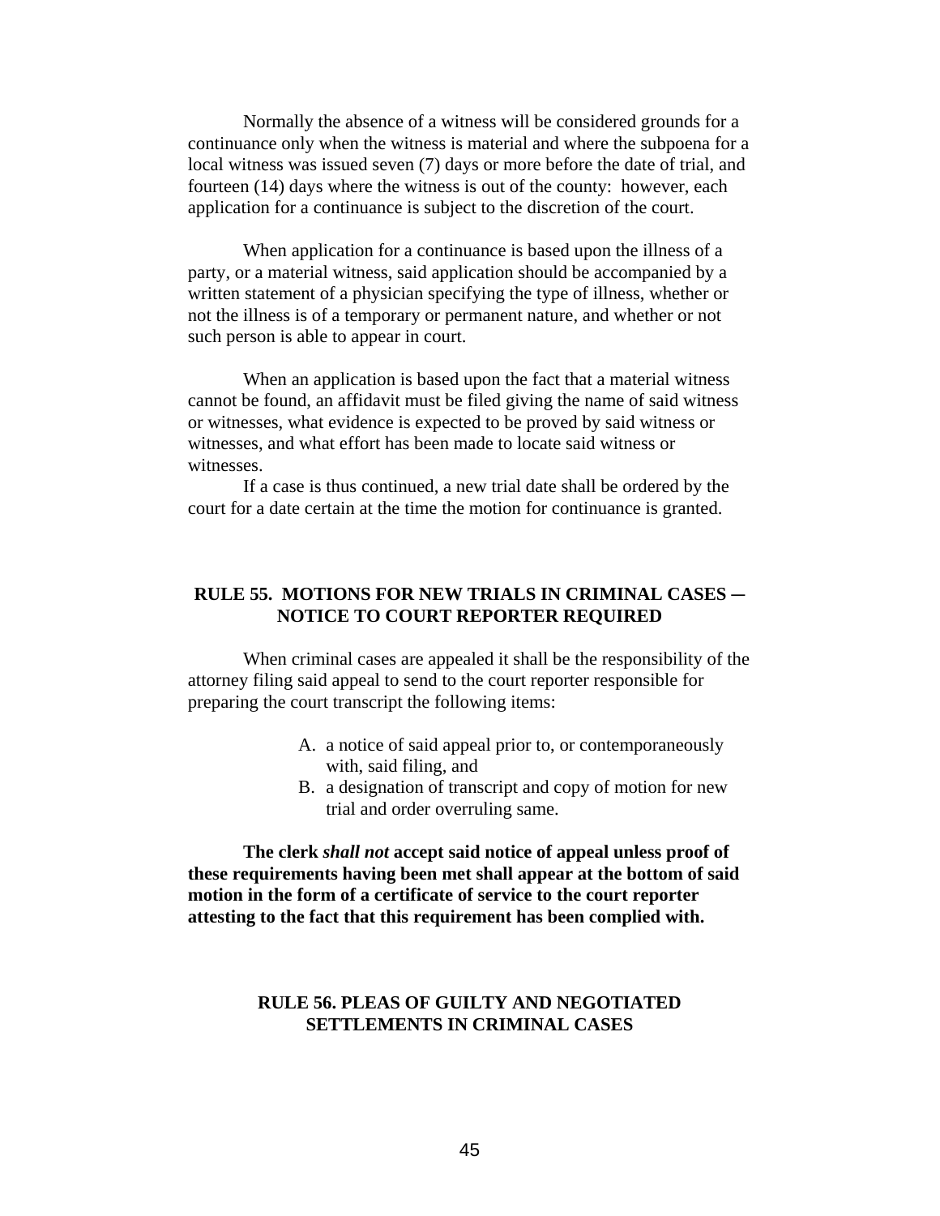Normally the absence of a witness will be considered grounds for a continuance only when the witness is material and where the subpoena for a local witness was issued seven (7) days or more before the date of trial, and fourteen (14) days where the witness is out of the county: however, each application for a continuance is subject to the discretion of the court.

When application for a continuance is based upon the illness of a party, or a material witness, said application should be accompanied by a written statement of a physician specifying the type of illness, whether or not the illness is of a temporary or permanent nature, and whether or not such person is able to appear in court.

When an application is based upon the fact that a material witness cannot be found, an affidavit must be filed giving the name of said witness or witnesses, what evidence is expected to be proved by said witness or witnesses, and what effort has been made to locate said witness or witnesses.

If a case is thus continued, a new trial date shall be ordered by the court for a date certain at the time the motion for continuance is granted.

## RULE 55. MOTIONS FOR NEW TRIALS IN CRIMINAL CASES ─ NOTICE TO COURT REPORTER REQUIRED

When criminal cases are appealed it shall be the responsibility of the attorney filing said appeal to send to the court reporter responsible for preparing the court transcript the following items:

A. a notice of said appeal prior to, or contemporaneously with, said filing, and
B. a designation of transcript and copy of motion for new trial and order overruling same.

**The clerk *shall not* accept said notice of appeal unless proof of these requirements having been met shall appear at the bottom of said motion in the form of a certificate of service to the court reporter attesting to the fact that this requirement has been complied with.**

## RULE 56. PLEAS OF GUILTY AND NEGOTIATED SETTLEMENTS IN CRIMINAL CASES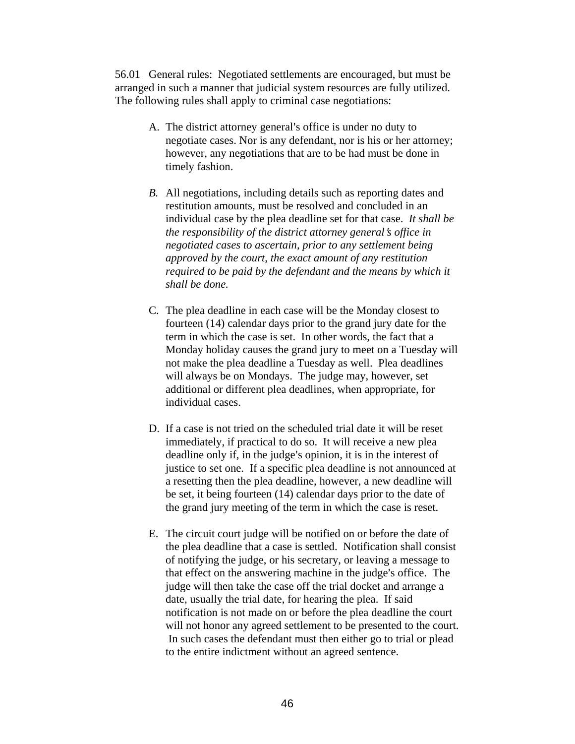56.01 General rules: Negotiated settlements are encouraged, but must be arranged in such a manner that judicial system resources are fully utilized. The following rules shall apply to criminal case negotiations:

A. The district attorney general's office is under no duty to negotiate cases. Nor is any defendant, nor is his or her attorney; however, any negotiations that are to be had must be done in timely fashion.

*B.* All negotiations, including details such as reporting dates and restitution amounts, must be resolved and concluded in an individual case by the plea deadline set for that case. *It shall be the responsibility of the district attorney general's office in negotiated cases to ascertain, prior to any settlement being approved by the court, the exact amount of any restitution required to be paid by the defendant and the means by which it shall be done.*

C. The plea deadline in each case will be the Monday closest to fourteen (14) calendar days prior to the grand jury date for the term in which the case is set. In other words, the fact that a Monday holiday causes the grand jury to meet on a Tuesday will not make the plea deadline a Tuesday as well. Plea deadlines will always be on Mondays. The judge may, however, set additional or different plea deadlines, when appropriate, for individual cases.

D. If a case is not tried on the scheduled trial date it will be reset immediately, if practical to do so. It will receive a new plea deadline only if, in the judge's opinion, it is in the interest of justice to set one. If a specific plea deadline is not announced at a resetting then the plea deadline, however, a new deadline will be set, it being fourteen (14) calendar days prior to the date of the grand jury meeting of the term in which the case is reset.

E. The circuit court judge will be notified on or before the date of the plea deadline that a case is settled. Notification shall consist of notifying the judge, or his secretary, or leaving a message to that effect on the answering machine in the judge's office. The judge will then take the case off the trial docket and arrange a date, usually the trial date, for hearing the plea. If said notification is not made on or before the plea deadline the court will not honor any agreed settlement to be presented to the court. In such cases the defendant must then either go to trial or plead to the entire indictment without an agreed sentence.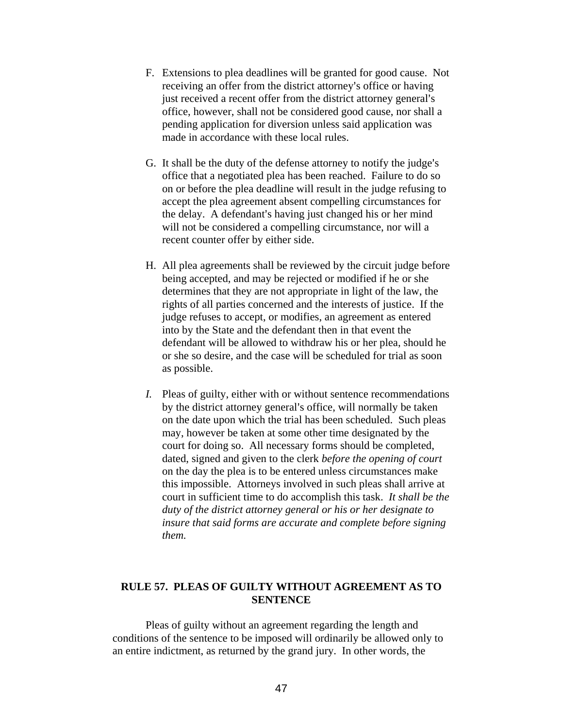F. Extensions to plea deadlines will be granted for good cause. Not receiving an offer from the district attorney's office or having just received a recent offer from the district attorney general's office, however, shall not be considered good cause, nor shall a pending application for diversion unless said application was made in accordance with these local rules.

G. It shall be the duty of the defense attorney to notify the judge's office that a negotiated plea has been reached. Failure to do so on or before the plea deadline will result in the judge refusing to accept the plea agreement absent compelling circumstances for the delay. A defendant's having just changed his or her mind will not be considered a compelling circumstance, nor will a recent counter offer by either side.

H. All plea agreements shall be reviewed by the circuit judge before being accepted, and may be rejected or modified if he or she determines that they are not appropriate in light of the law, the rights of all parties concerned and the interests of justice. If the judge refuses to accept, or modifies, an agreement as entered into by the State and the defendant then in that event the defendant will be allowed to withdraw his or her plea, should he or she so desire, and the case will be scheduled for trial as soon as possible.

*I.* Pleas of guilty, either with or without sentence recommendations by the district attorney general's office, will normally be taken on the date upon which the trial has been scheduled. Such pleas may, however be taken at some other time designated by the court for doing so. All necessary forms should be completed, dated, signed and given to the clerk *before the opening of court* on the day the plea is to be entered unless circumstances make this impossible. Attorneys involved in such pleas shall arrive at court in sufficient time to do accomplish this task. *It shall be the duty of the district attorney general or his or her designate to insure that said forms are accurate and complete before signing them.*

## RULE 57. PLEAS OF GUILTY WITHOUT AGREEMENT AS TO SENTENCE

Pleas of guilty without an agreement regarding the length and conditions of the sentence to be imposed will ordinarily be allowed only to an entire indictment, as returned by the grand jury. In other words, the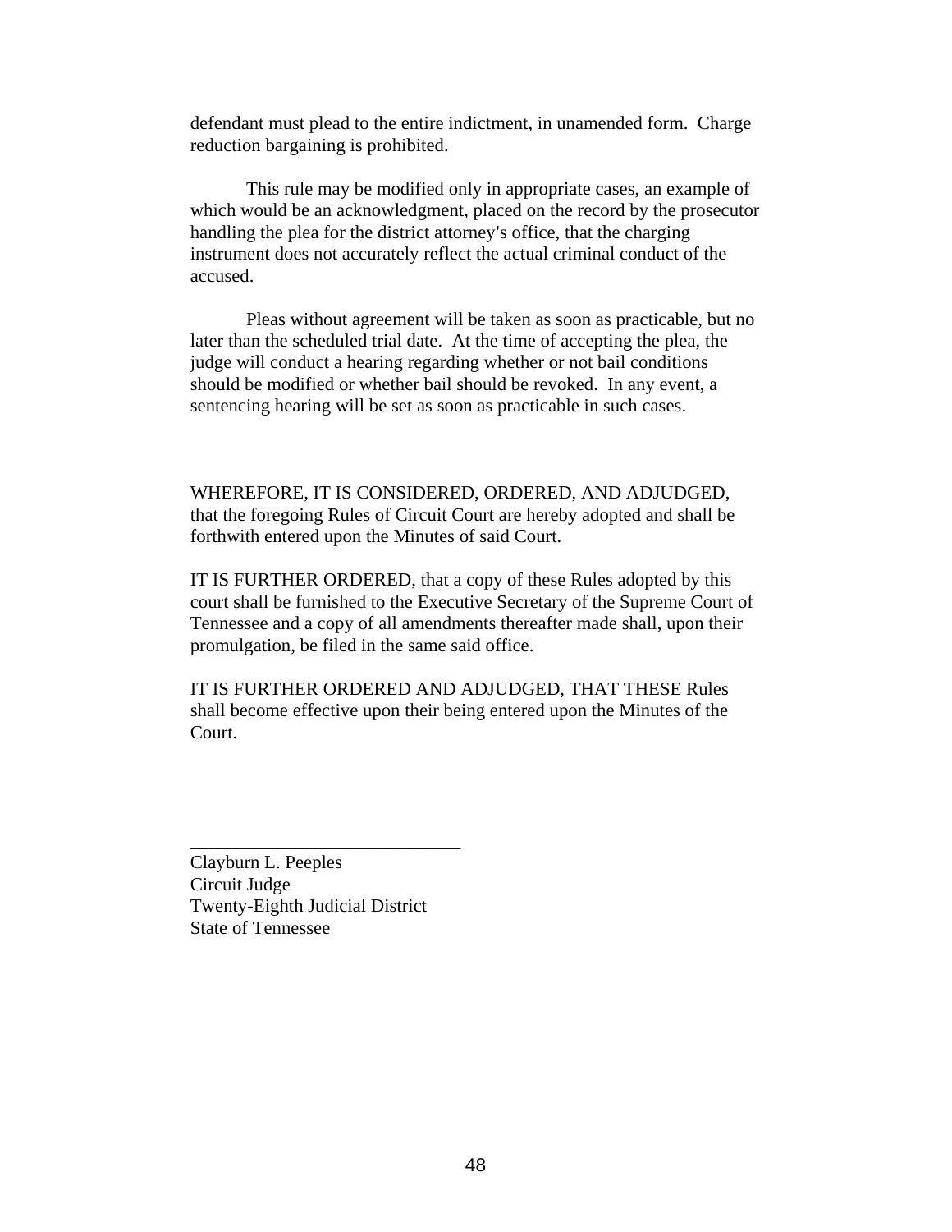defendant must plead to the entire indictment, in unamended form. Charge reduction bargaining is prohibited.

This rule may be modified only in appropriate cases, an example of which would be an acknowledgment, placed on the record by the prosecutor handling the plea for the district attorney's office, that the charging instrument does not accurately reflect the actual criminal conduct of the accused.

Pleas without agreement will be taken as soon as practicable, but no later than the scheduled trial date. At the time of accepting the plea, the judge will conduct a hearing regarding whether or not bail conditions should be modified or whether bail should be revoked. In any event, a sentencing hearing will be set as soon as practicable in such cases.

WHEREFORE, IT IS CONSIDERED, ORDERED, AND ADJUDGED, that the foregoing Rules of Circuit Court are hereby adopted and shall be forthwith entered upon the Minutes of said Court.

IT IS FURTHER ORDERED, that a copy of these Rules adopted by this court shall be furnished to the Executive Secretary of the Supreme Court of Tennessee and a copy of all amendments thereafter made shall, upon their promulgation, be filed in the same said office.

IT IS FURTHER ORDERED AND ADJUDGED, THAT THESE Rules shall become effective upon their being entered upon the Minutes of the Court.

\_\_\_\_\_\_\_\_\_\_\_\_\_\_\_\_\_\_\_\_\_\_\_\_\_\_\_\_\_

Clayburn L. Peeples
Circuit Judge
Twenty-Eighth Judicial District
State of Tennessee